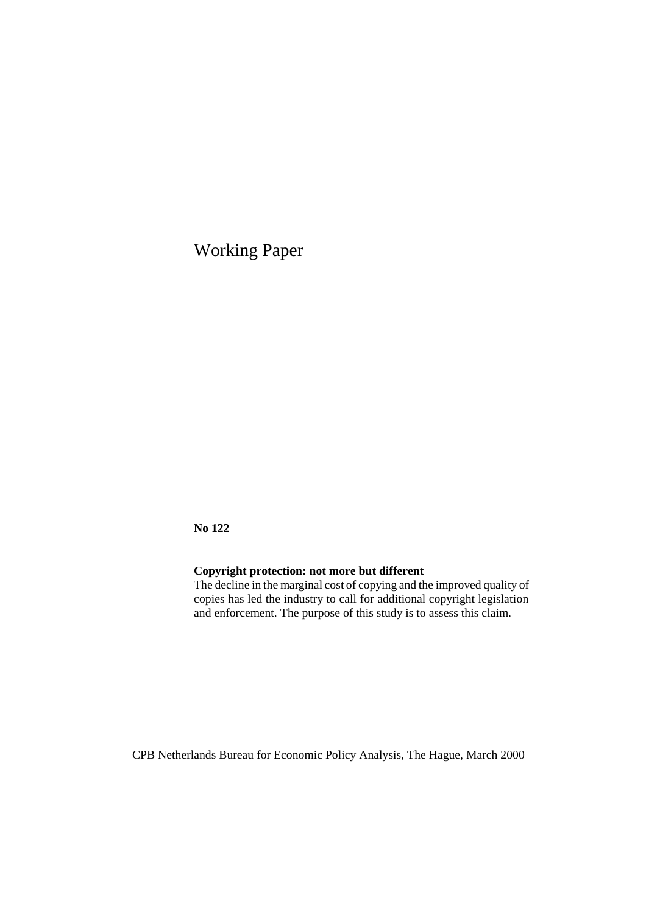Working Paper

**No 122**

**Copyright protection: not more but different**

The decline in the marginal cost of copying and the improved quality of copies has led the industry to call for additional copyright legislation and enforcement. The purpose of this study is to assess this claim.

CPB Netherlands Bureau for Economic Policy Analysis, The Hague, March 2000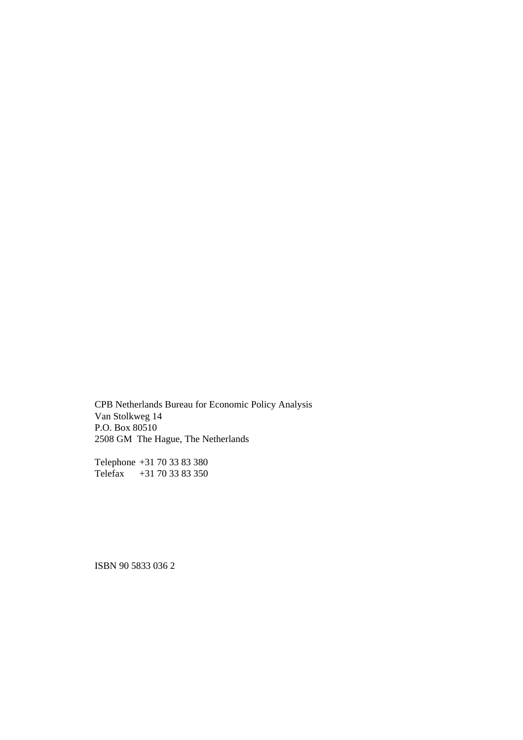CPB Netherlands Bureau for Economic Policy Analysis
Van Stolkweg 14
P.O. Box 80510
2508 GM The Hague, The Netherlands

Telephone +31 70 33 83 380
Telefax +31 70 33 83 350

ISBN 90 5833 036 2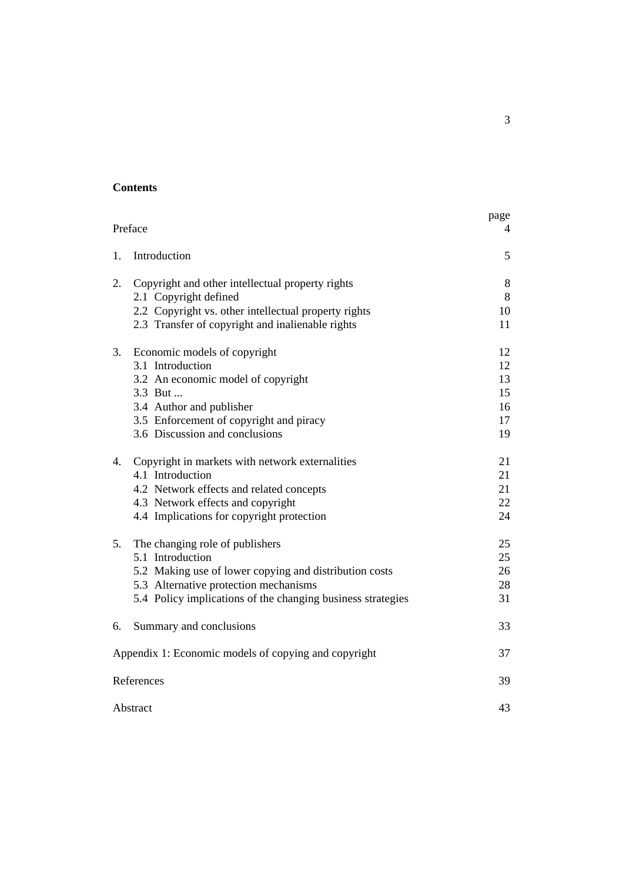**Contents**

| | page |
|---|---|
| Preface | 4 |
| 1. Introduction | 5 |
| 2. Copyright and other intellectual property rights | 8 |
| 2.1 Copyright defined | 8 |
| 2.2 Copyright vs. other intellectual property rights | 10 |
| 2.3 Transfer of copyright and inalienable rights | 11 |
| 3. Economic models of copyright | 12 |
| 3.1 Introduction | 12 |
| 3.2 An economic model of copyright | 13 |
| 3.3 But ... | 15 |
| 3.4 Author and publisher | 16 |
| 3.5 Enforcement of copyright and piracy | 17 |
| 3.6 Discussion and conclusions | 19 |
| 4. Copyright in markets with network externalities | 21 |
| 4.1 Introduction | 21 |
| 4.2 Network effects and related concepts | 21 |
| 4.3 Network effects and copyright | 22 |
| 4.4 Implications for copyright protection | 24 |
| 5. The changing role of publishers | 25 |
| 5.1 Introduction | 25 |
| 5.2 Making use of lower copying and distribution costs | 26 |
| 5.3 Alternative protection mechanisms | 28 |
| 5.4 Policy implications of the changing business strategies | 31 |
| 6. Summary and conclusions | 33 |
| Appendix 1: Economic models of copying and copyright | 37 |
| References | 39 |
| Abstract | 43 |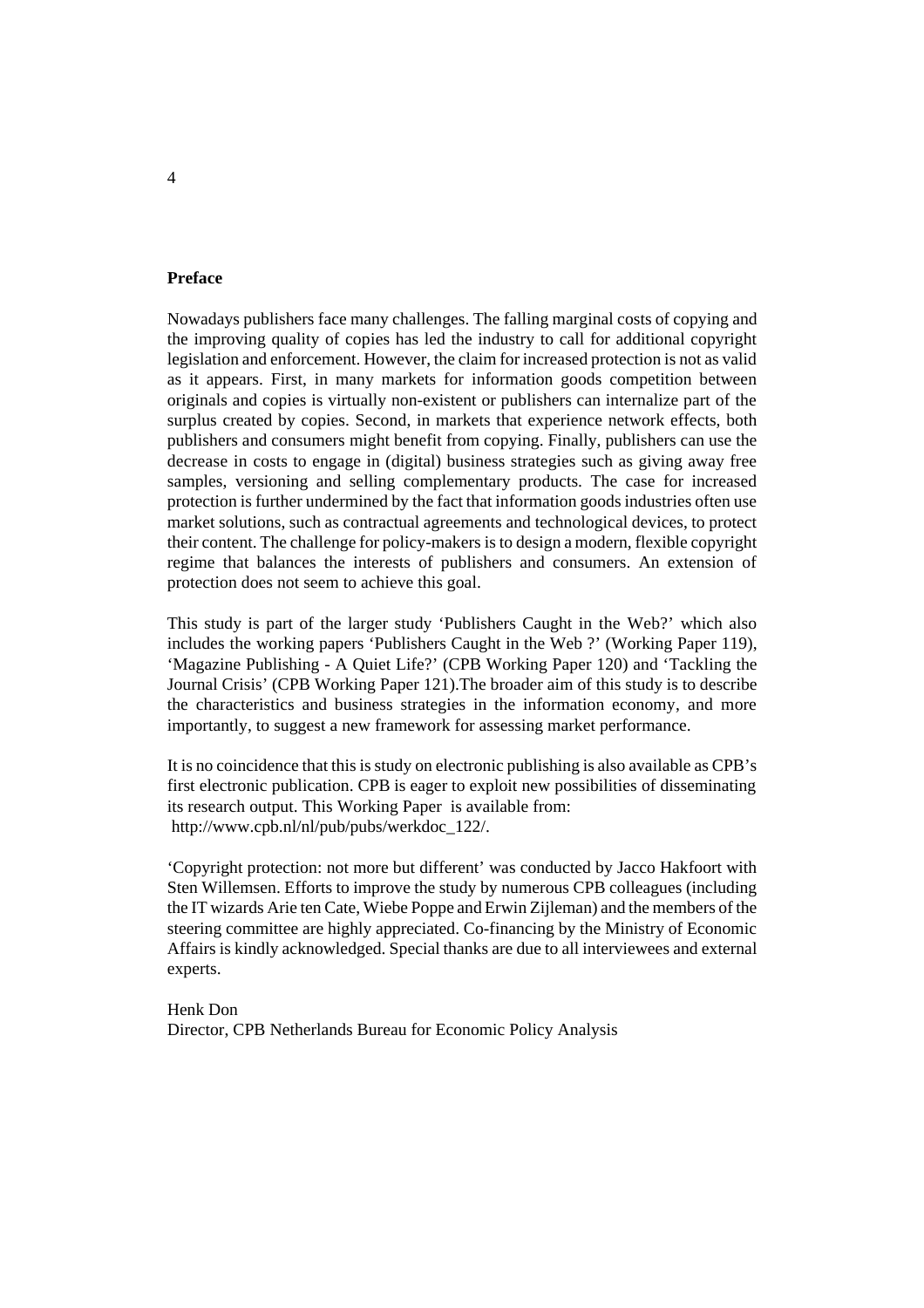## Preface

Nowadays publishers face many challenges. The falling marginal costs of copying and the improving quality of copies has led the industry to call for additional copyright legislation and enforcement. However, the claim for increased protection is not as valid as it appears. First, in many markets for information goods competition between originals and copies is virtually non-existent or publishers can internalize part of the surplus created by copies. Second, in markets that experience network effects, both publishers and consumers might benefit from copying. Finally, publishers can use the decrease in costs to engage in (digital) business strategies such as giving away free samples, versioning and selling complementary products. The case for increased protection is further undermined by the fact that information goods industries often use market solutions, such as contractual agreements and technological devices, to protect their content. The challenge for policy-makers is to design a modern, flexible copyright regime that balances the interests of publishers and consumers. An extension of protection does not seem to achieve this goal.

This study is part of the larger study 'Publishers Caught in the Web?' which also includes the working papers 'Publishers Caught in the Web ?' (Working Paper 119), 'Magazine Publishing - A Quiet Life?' (CPB Working Paper 120) and 'Tackling the Journal Crisis' (CPB Working Paper 121).The broader aim of this study is to describe the characteristics and business strategies in the information economy, and more importantly, to suggest a new framework for assessing market performance.

It is no coincidence that this is study on electronic publishing is also available as CPB's first electronic publication. CPB is eager to exploit new possibilities of disseminating its research output. This Working Paper is available from:
http://www.cpb.nl/nl/pub/pubs/werkdoc_122/.

'Copyright protection: not more but different' was conducted by Jacco Hakfoort with Sten Willemsen. Efforts to improve the study by numerous CPB colleagues (including the IT wizards Arie ten Cate, Wiebe Poppe and Erwin Zijleman) and the members of the steering committee are highly appreciated. Co-financing by the Ministry of Economic Affairs is kindly acknowledged. Special thanks are due to all interviewees and external experts.

Henk Don
Director, CPB Netherlands Bureau for Economic Policy Analysis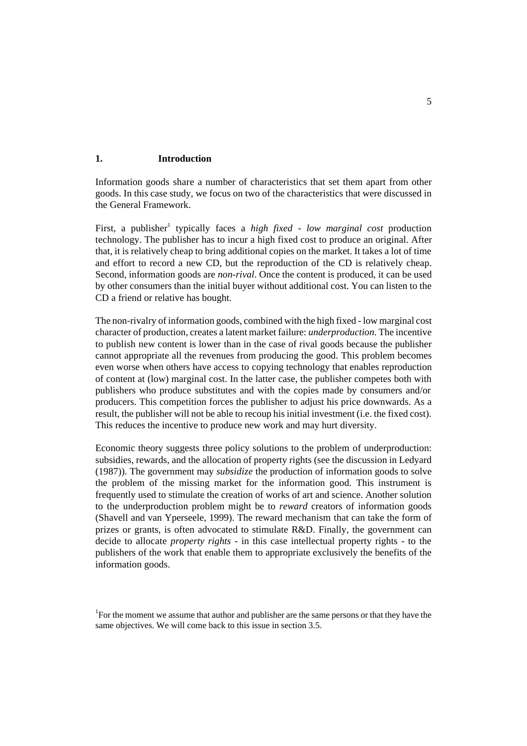# 1. Introduction

Information goods share a number of characteristics that set them apart from other goods. In this case study, we focus on two of the characteristics that were discussed in the General Framework.

First, a publisher[1] typically faces a *high fixed - low marginal cost* production technology. The publisher has to incur a high fixed cost to produce an original. After that, it is relatively cheap to bring additional copies on the market. It takes a lot of time and effort to record a new CD, but the reproduction of the CD is relatively cheap. Second, information goods are *non-rival*. Once the content is produced, it can be used by other consumers than the initial buyer without additional cost. You can listen to the CD a friend or relative has bought.

The non-rivalry of information goods, combined with the high fixed - low marginal cost character of production, creates a latent market failure: *underproduction*. The incentive to publish new content is lower than in the case of rival goods because the publisher cannot appropriate all the revenues from producing the good. This problem becomes even worse when others have access to copying technology that enables reproduction of content at (low) marginal cost. In the latter case, the publisher competes both with publishers who produce substitutes and with the copies made by consumers and/or producers. This competition forces the publisher to adjust his price downwards. As a result, the publisher will not be able to recoup his initial investment (i.e. the fixed cost). This reduces the incentive to produce new work and may hurt diversity.

Economic theory suggests three policy solutions to the problem of underproduction: subsidies, rewards, and the allocation of property rights (see the discussion in Ledyard (1987)). The government may *subsidize* the production of information goods to solve the problem of the missing market for the information good. This instrument is frequently used to stimulate the creation of works of art and science. Another solution to the underproduction problem might be to *reward* creators of information goods (Shavell and van Yperseele, 1999). The reward mechanism that can take the form of prizes or grants, is often advocated to stimulate R&D. Finally, the government can decide to allocate *property rights* - in this case intellectual property rights - to the publishers of the work that enable them to appropriate exclusively the benefits of the information goods.

[1] For the moment we assume that author and publisher are the same persons or that they have the same objectives. We will come back to this issue in section 3.5.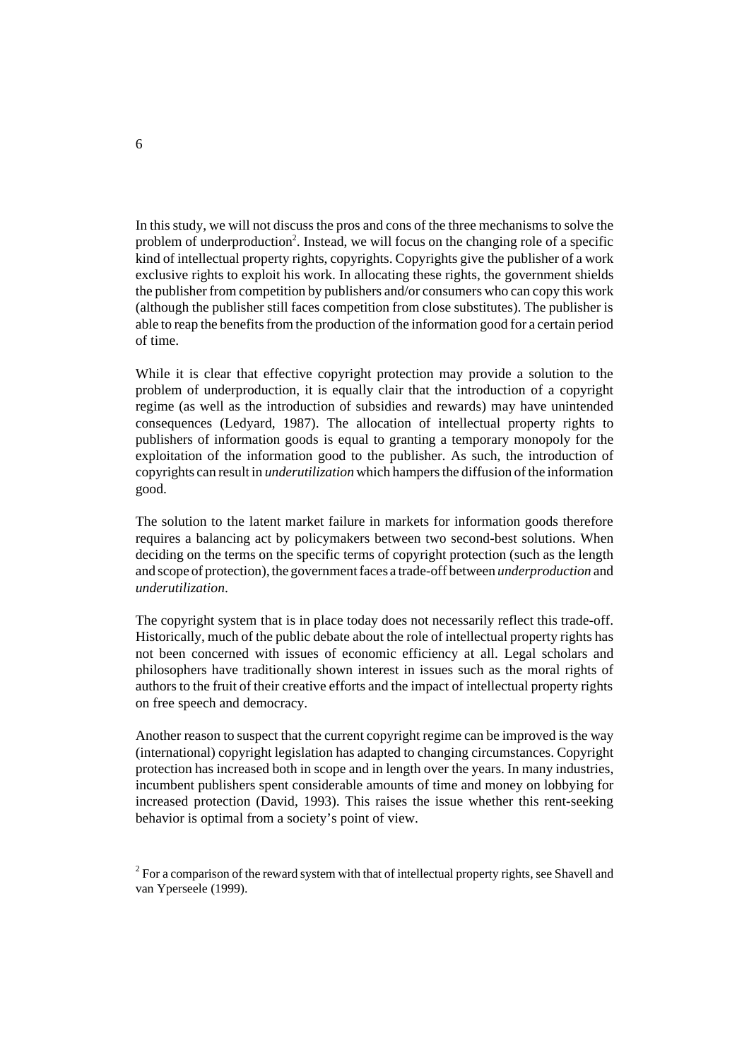In this study, we will not discuss the pros and cons of the three mechanisms to solve the problem of underproduction[2]. Instead, we will focus on the changing role of a specific kind of intellectual property rights, copyrights. Copyrights give the publisher of a work exclusive rights to exploit his work. In allocating these rights, the government shields the publisher from competition by publishers and/or consumers who can copy this work (although the publisher still faces competition from close substitutes). The publisher is able to reap the benefits from the production of the information good for a certain period of time.

While it is clear that effective copyright protection may provide a solution to the problem of underproduction, it is equally clair that the introduction of a copyright regime (as well as the introduction of subsidies and rewards) may have unintended consequences (Ledyard, 1987). The allocation of intellectual property rights to publishers of information goods is equal to granting a temporary monopoly for the exploitation of the information good to the publisher. As such, the introduction of copyrights can result in *underutilization* which hampers the diffusion of the information good.

The solution to the latent market failure in markets for information goods therefore requires a balancing act by policymakers between two second-best solutions. When deciding on the terms on the specific terms of copyright protection (such as the length and scope of protection), the government faces a trade-off between *underproduction* and *underutilization*.

The copyright system that is in place today does not necessarily reflect this trade-off. Historically, much of the public debate about the role of intellectual property rights has not been concerned with issues of economic efficiency at all. Legal scholars and philosophers have traditionally shown interest in issues such as the moral rights of authors to the fruit of their creative efforts and the impact of intellectual property rights on free speech and democracy.

Another reason to suspect that the current copyright regime can be improved is the way (international) copyright legislation has adapted to changing circumstances. Copyright protection has increased both in scope and in length over the years. In many industries, incumbent publishers spent considerable amounts of time and money on lobbying for increased protection (David, 1993). This raises the issue whether this rent-seeking behavior is optimal from a society's point of view.

[2] For a comparison of the reward system with that of intellectual property rights, see Shavell and van Yperseele (1999).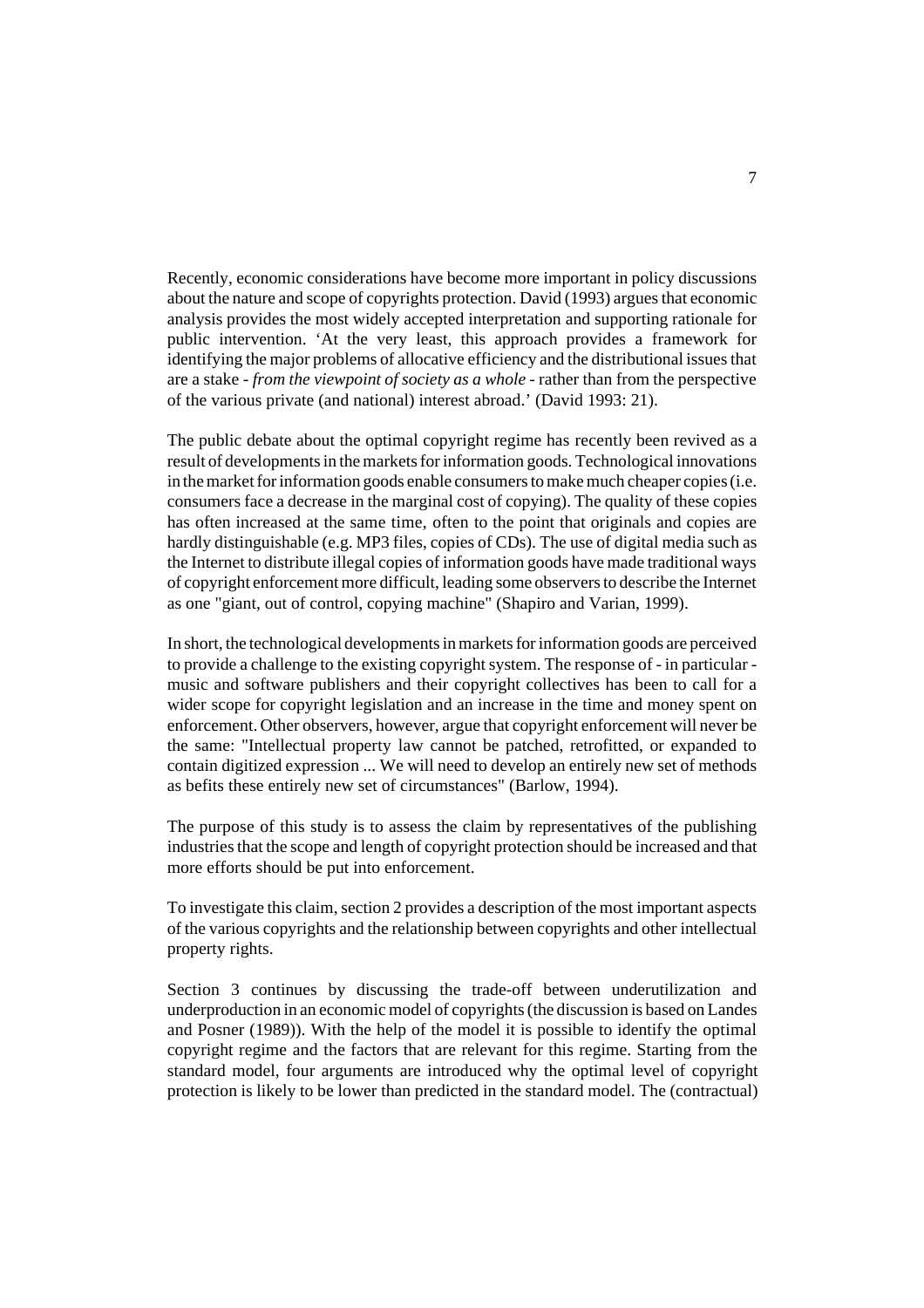Recently, economic considerations have become more important in policy discussions about the nature and scope of copyrights protection. David (1993) argues that economic analysis provides the most widely accepted interpretation and supporting rationale for public intervention. 'At the very least, this approach provides a framework for identifying the major problems of allocative efficiency and the distributional issues that are a stake - *from the viewpoint of society as a whole* - rather than from the perspective of the various private (and national) interest abroad.' (David 1993: 21).

The public debate about the optimal copyright regime has recently been revived as a result of developments in the markets for information goods. Technological innovations in the market for information goods enable consumers to make much cheaper copies (i.e. consumers face a decrease in the marginal cost of copying). The quality of these copies has often increased at the same time, often to the point that originals and copies are hardly distinguishable (e.g. MP3 files, copies of CDs). The use of digital media such as the Internet to distribute illegal copies of information goods have made traditional ways of copyright enforcement more difficult, leading some observers to describe the Internet as one "giant, out of control, copying machine" (Shapiro and Varian, 1999).

In short, the technological developments in markets for information goods are perceived to provide a challenge to the existing copyright system. The response of - in particular - music and software publishers and their copyright collectives has been to call for a wider scope for copyright legislation and an increase in the time and money spent on enforcement. Other observers, however, argue that copyright enforcement will never be the same: "Intellectual property law cannot be patched, retrofitted, or expanded to contain digitized expression ... We will need to develop an entirely new set of methods as befits these entirely new set of circumstances" (Barlow, 1994).

The purpose of this study is to assess the claim by representatives of the publishing industries that the scope and length of copyright protection should be increased and that more efforts should be put into enforcement.

To investigate this claim, section 2 provides a description of the most important aspects of the various copyrights and the relationship between copyrights and other intellectual property rights.

Section 3 continues by discussing the trade-off between underutilization and underproduction in an economic model of copyrights (the discussion is based on Landes and Posner (1989)). With the help of the model it is possible to identify the optimal copyright regime and the factors that are relevant for this regime. Starting from the standard model, four arguments are introduced why the optimal level of copyright protection is likely to be lower than predicted in the standard model. The (contractual)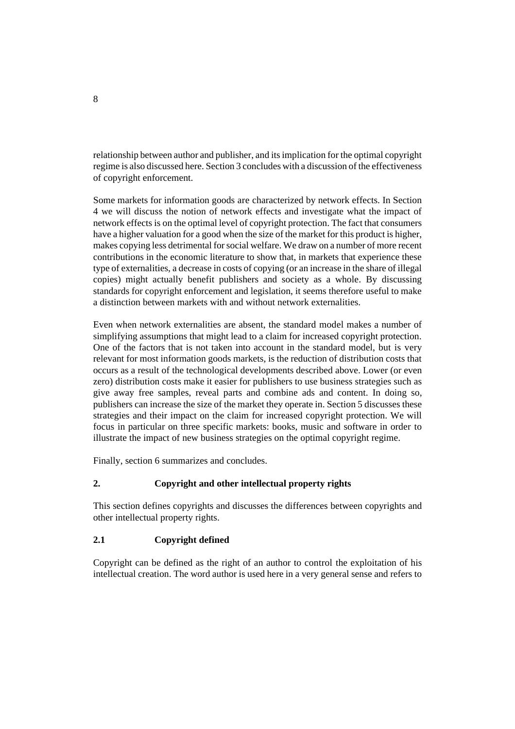relationship between author and publisher, and its implication for the optimal copyright regime is also discussed here. Section 3 concludes with a discussion of the effectiveness of copyright enforcement.

Some markets for information goods are characterized by network effects. In Section 4 we will discuss the notion of network effects and investigate what the impact of network effects is on the optimal level of copyright protection. The fact that consumers have a higher valuation for a good when the size of the market for this product is higher, makes copying less detrimental for social welfare. We draw on a number of more recent contributions in the economic literature to show that, in markets that experience these type of externalities, a decrease in costs of copying (or an increase in the share of illegal copies) might actually benefit publishers and society as a whole. By discussing standards for copyright enforcement and legislation, it seems therefore useful to make a distinction between markets with and without network externalities.

Even when network externalities are absent, the standard model makes a number of simplifying assumptions that might lead to a claim for increased copyright protection. One of the factors that is not taken into account in the standard model, but is very relevant for most information goods markets, is the reduction of distribution costs that occurs as a result of the technological developments described above. Lower (or even zero) distribution costs make it easier for publishers to use business strategies such as give away free samples, reveal parts and combine ads and content. In doing so, publishers can increase the size of the market they operate in. Section 5 discusses these strategies and their impact on the claim for increased copyright protection. We will focus in particular on three specific markets: books, music and software in order to illustrate the impact of new business strategies on the optimal copyright regime.

Finally, section 6 summarizes and concludes.

## 2. Copyright and other intellectual property rights

This section defines copyrights and discusses the differences between copyrights and other intellectual property rights.

### 2.1 Copyright defined

Copyright can be defined as the right of an author to control the exploitation of his intellectual creation. The word author is used here in a very general sense and refers to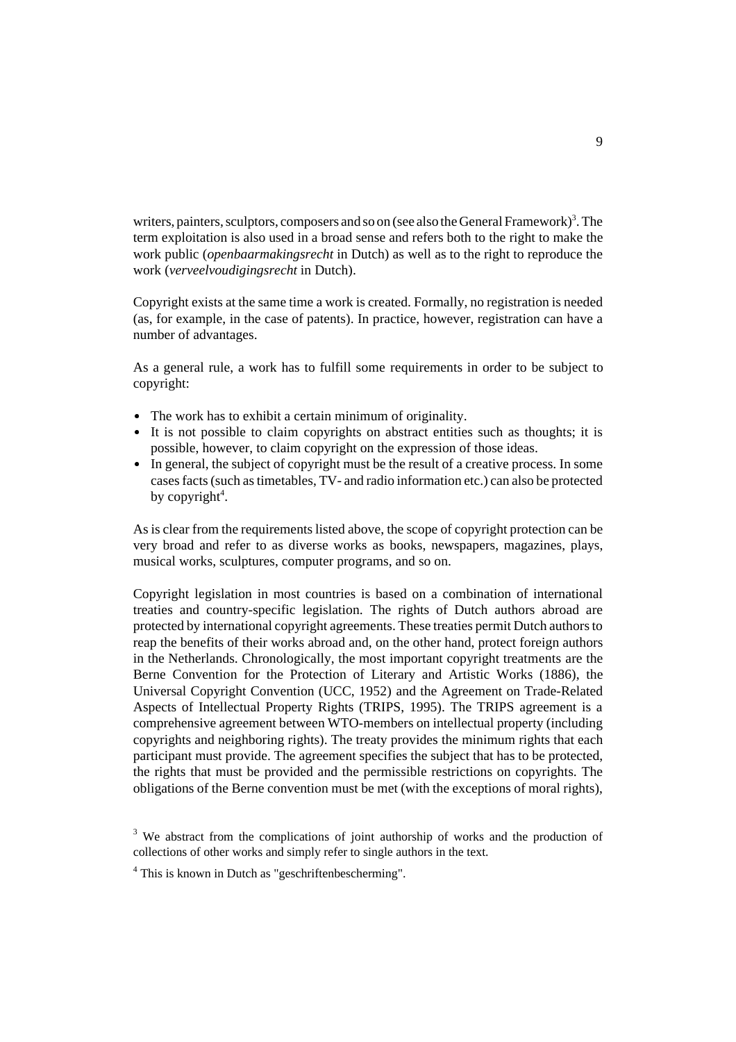writers, painters, sculptors, composers and so on (see also the General Framework)[3]. The term exploitation is also used in a broad sense and refers both to the right to make the work public (*openbaarmakingsrecht* in Dutch) as well as to the right to reproduce the work (*verveelvoudigingsrecht* in Dutch).

Copyright exists at the same time a work is created. Formally, no registration is needed (as, for example, in the case of patents). In practice, however, registration can have a number of advantages.

As a general rule, a work has to fulfill some requirements in order to be subject to copyright:

- The work has to exhibit a certain minimum of originality.
- It is not possible to claim copyrights on abstract entities such as thoughts; it is possible, however, to claim copyright on the expression of those ideas.
- In general, the subject of copyright must be the result of a creative process. In some cases facts (such as timetables, TV- and radio information etc.) can also be protected by copyright[4].

As is clear from the requirements listed above, the scope of copyright protection can be very broad and refer to as diverse works as books, newspapers, magazines, plays, musical works, sculptures, computer programs, and so on.

Copyright legislation in most countries is based on a combination of international treaties and country-specific legislation. The rights of Dutch authors abroad are protected by international copyright agreements. These treaties permit Dutch authors to reap the benefits of their works abroad and, on the other hand, protect foreign authors in the Netherlands. Chronologically, the most important copyright treatments are the Berne Convention for the Protection of Literary and Artistic Works (1886), the Universal Copyright Convention (UCC, 1952) and the Agreement on Trade-Related Aspects of Intellectual Property Rights (TRIPS, 1995). The TRIPS agreement is a comprehensive agreement between WTO-members on intellectual property (including copyrights and neighboring rights). The treaty provides the minimum rights that each participant must provide. The agreement specifies the subject that has to be protected, the rights that must be provided and the permissible restrictions on copyrights. The obligations of the Berne convention must be met (with the exceptions of moral rights),

[3] We abstract from the complications of joint authorship of works and the production of collections of other works and simply refer to single authors in the text.

[4] This is known in Dutch as "geschriftenbescherming".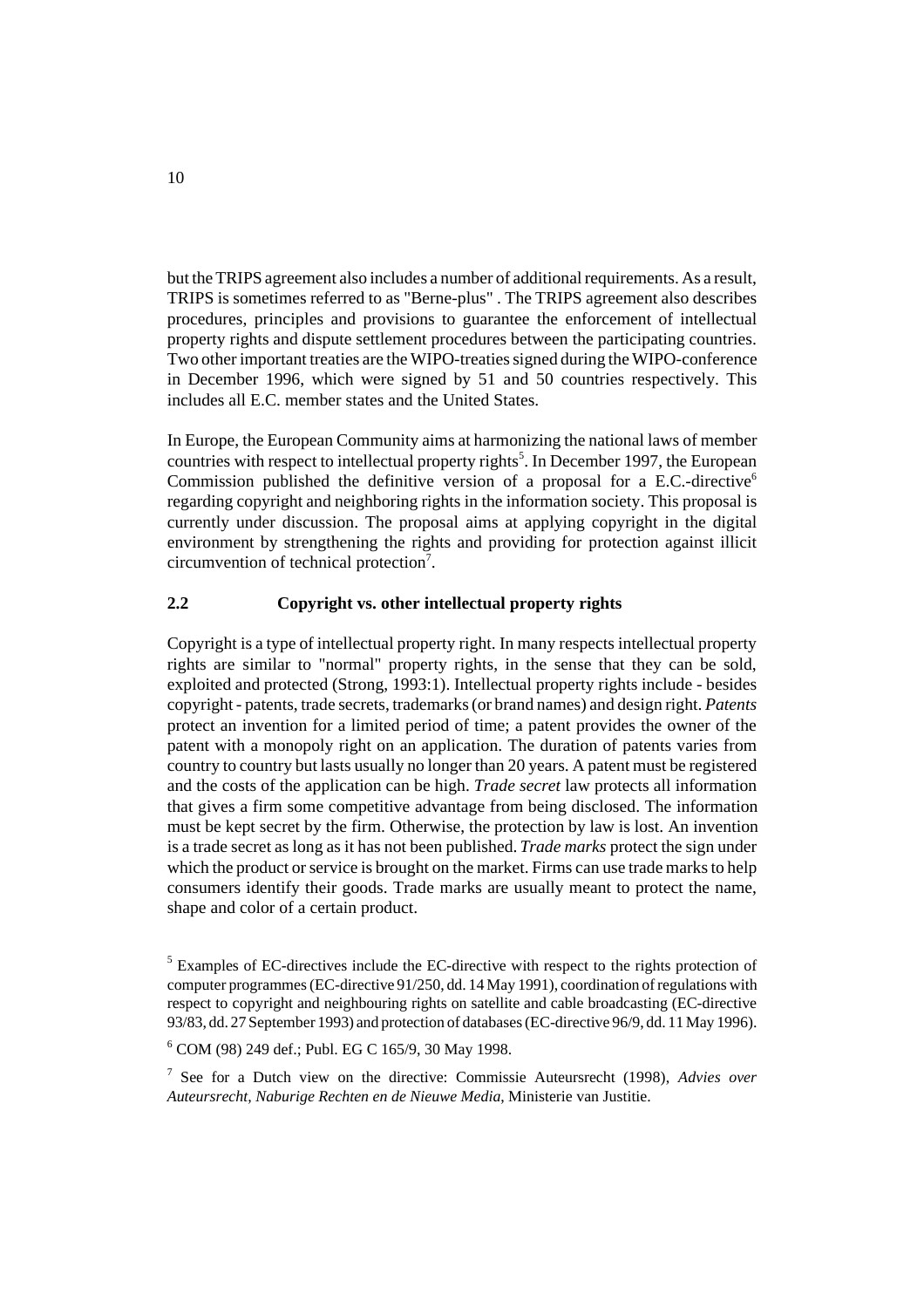but the TRIPS agreement also includes a number of additional requirements. As a result, TRIPS is sometimes referred to as "Berne-plus" . The TRIPS agreement also describes procedures, principles and provisions to guarantee the enforcement of intellectual property rights and dispute settlement procedures between the participating countries. Two other important treaties are the WIPO-treaties signed during the WIPO-conference in December 1996, which were signed by 51 and 50 countries respectively. This includes all E.C. member states and the United States.

In Europe, the European Community aims at harmonizing the national laws of member countries with respect to intellectual property rights[5]. In December 1997, the European Commission published the definitive version of a proposal for a E.C.-directive[6] regarding copyright and neighboring rights in the information society. This proposal is currently under discussion. The proposal aims at applying copyright in the digital environment by strengthening the rights and providing for protection against illicit circumvention of technical protection[7].

## 2.2 Copyright vs. other intellectual property rights

Copyright is a type of intellectual property right. In many respects intellectual property rights are similar to "normal" property rights, in the sense that they can be sold, exploited and protected (Strong, 1993:1). Intellectual property rights include - besides copyright - patents, trade secrets, trademarks (or brand names) and design right. *Patents* protect an invention for a limited period of time; a patent provides the owner of the patent with a monopoly right on an application. The duration of patents varies from country to country but lasts usually no longer than 20 years. A patent must be registered and the costs of the application can be high. *Trade secret* law protects all information that gives a firm some competitive advantage from being disclosed. The information must be kept secret by the firm. Otherwise, the protection by law is lost. An invention is a trade secret as long as it has not been published. *Trade marks* protect the sign under which the product or service is brought on the market. Firms can use trade marks to help consumers identify their goods. Trade marks are usually meant to protect the name, shape and color of a certain product.

[5] Examples of EC-directives include the EC-directive with respect to the rights protection of computer programmes (EC-directive 91/250, dd. 14 May 1991), coordination of regulations with respect to copyright and neighbouring rights on satellite and cable broadcasting (EC-directive 93/83, dd. 27 September 1993) and protection of databases (EC-directive 96/9, dd. 11 May 1996).

[6] COM (98) 249 def.; Publ. EG C 165/9, 30 May 1998.

[7] See for a Dutch view on the directive: Commissie Auteursrecht (1998), *Advies over Auteursrecht, Naburige Rechten en de Nieuwe Media*, Ministerie van Justitie.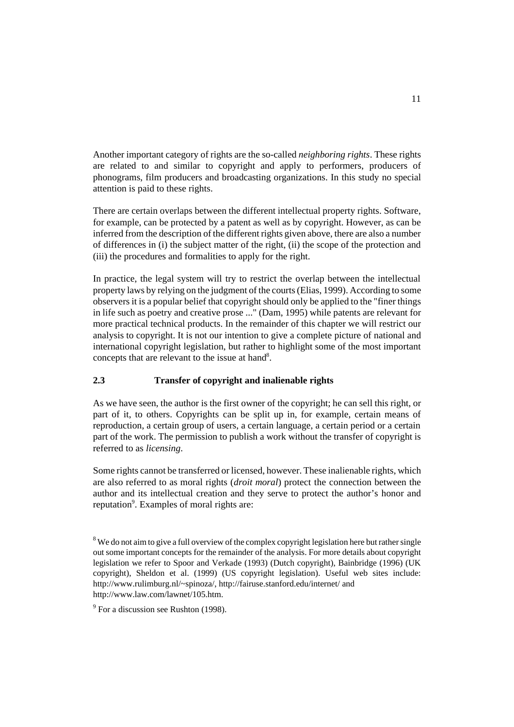Another important category of rights are the so-called *neighboring rights*. These rights are related to and similar to copyright and apply to performers, producers of phonograms, film producers and broadcasting organizations. In this study no special attention is paid to these rights.

There are certain overlaps between the different intellectual property rights. Software, for example, can be protected by a patent as well as by copyright. However, as can be inferred from the description of the different rights given above, there are also a number of differences in (i) the subject matter of the right, (ii) the scope of the protection and (iii) the procedures and formalities to apply for the right.

In practice, the legal system will try to restrict the overlap between the intellectual property laws by relying on the judgment of the courts (Elias, 1999). According to some observers it is a popular belief that copyright should only be applied to the "finer things in life such as poetry and creative prose ..." (Dam, 1995) while patents are relevant for more practical technical products. In the remainder of this chapter we will restrict our analysis to copyright. It is not our intention to give a complete picture of national and international copyright legislation, but rather to highlight some of the most important concepts that are relevant to the issue at hand[8].

## 2.3 Transfer of copyright and inalienable rights

As we have seen, the author is the first owner of the copyright; he can sell this right, or part of it, to others. Copyrights can be split up in, for example, certain means of reproduction, a certain group of users, a certain language, a certain period or a certain part of the work. The permission to publish a work without the transfer of copyright is referred to as *licensing*.

Some rights cannot be transferred or licensed, however. These inalienable rights, which are also referred to as moral rights (*droit moral*) protect the connection between the author and its intellectual creation and they serve to protect the author's honor and reputation[9]. Examples of moral rights are:

[8] We do not aim to give a full overview of the complex copyright legislation here but rather single out some important concepts for the remainder of the analysis. For more details about copyright legislation we refer to Spoor and Verkade (1993) (Dutch copyright), Bainbridge (1996) (UK copyright), Sheldon et al. (1999) (US copyright legislation). Useful web sites include: http://www.rulimburg.nl/~spinoza/, http://fairuse.stanford.edu/internet/ and http://www.law.com/lawnet/105.htm.

[9] For a discussion see Rushton (1998).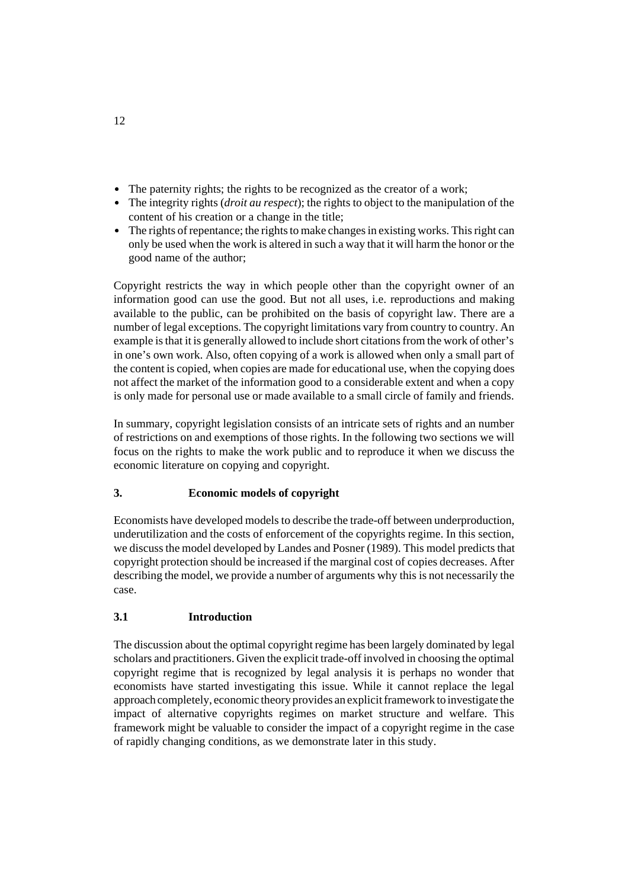- The paternity rights; the rights to be recognized as the creator of a work;
- The integrity rights (*droit au respect*); the rights to object to the manipulation of the content of his creation or a change in the title;
- The rights of repentance; the rights to make changes in existing works. This right can only be used when the work is altered in such a way that it will harm the honor or the good name of the author;

Copyright restricts the way in which people other than the copyright owner of an information good can use the good. But not all uses, i.e. reproductions and making available to the public, can be prohibited on the basis of copyright law. There are a number of legal exceptions. The copyright limitations vary from country to country. An example is that it is generally allowed to include short citations from the work of other's in one's own work. Also, often copying of a work is allowed when only a small part of the content is copied, when copies are made for educational use, when the copying does not affect the market of the information good to a considerable extent and when a copy is only made for personal use or made available to a small circle of family and friends.

In summary, copyright legislation consists of an intricate sets of rights and an number of restrictions on and exemptions of those rights. In the following two sections we will focus on the rights to make the work public and to reproduce it when we discuss the economic literature on copying and copyright.

## 3. Economic models of copyright

Economists have developed models to describe the trade-off between underproduction, underutilization and the costs of enforcement of the copyrights regime. In this section, we discuss the model developed by Landes and Posner (1989). This model predicts that copyright protection should be increased if the marginal cost of copies decreases. After describing the model, we provide a number of arguments why this is not necessarily the case.

### 3.1 Introduction

The discussion about the optimal copyright regime has been largely dominated by legal scholars and practitioners. Given the explicit trade-off involved in choosing the optimal copyright regime that is recognized by legal analysis it is perhaps no wonder that economists have started investigating this issue. While it cannot replace the legal approach completely, economic theory provides an explicit framework to investigate the impact of alternative copyrights regimes on market structure and welfare. This framework might be valuable to consider the impact of a copyright regime in the case of rapidly changing conditions, as we demonstrate later in this study.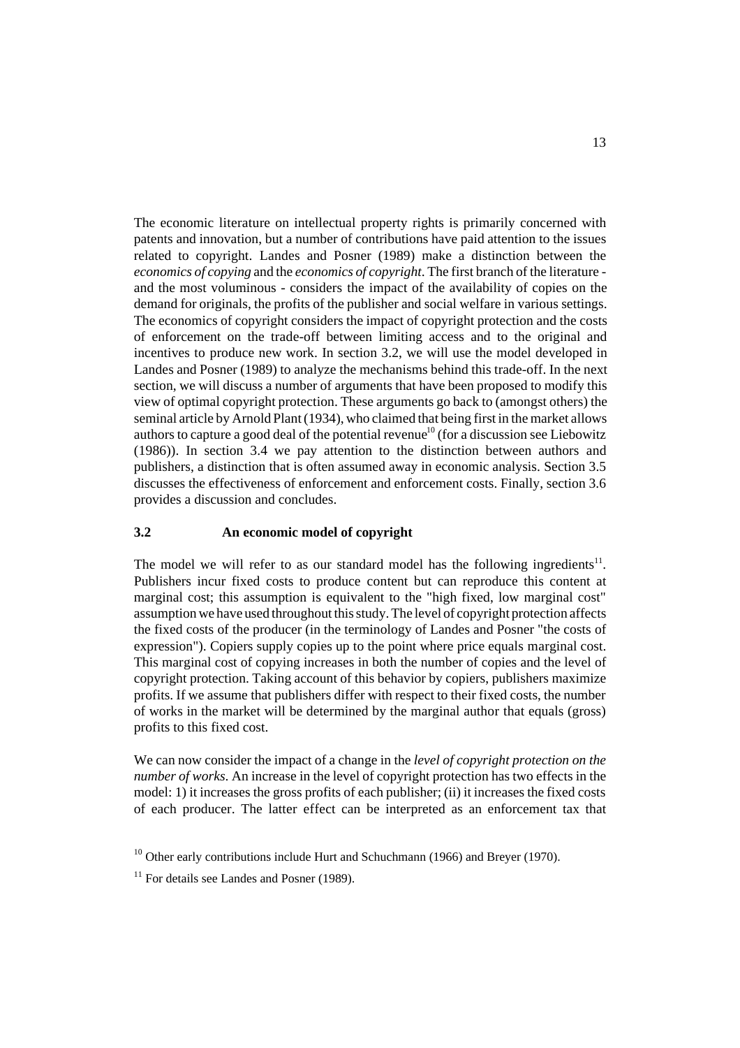The economic literature on intellectual property rights is primarily concerned with patents and innovation, but a number of contributions have paid attention to the issues related to copyright. Landes and Posner (1989) make a distinction between the *economics of copying* and the *economics of copyright*. The first branch of the literature - and the most voluminous - considers the impact of the availability of copies on the demand for originals, the profits of the publisher and social welfare in various settings. The economics of copyright considers the impact of copyright protection and the costs of enforcement on the trade-off between limiting access and to the original and incentives to produce new work. In section 3.2, we will use the model developed in Landes and Posner (1989) to analyze the mechanisms behind this trade-off. In the next section, we will discuss a number of arguments that have been proposed to modify this view of optimal copyright protection. These arguments go back to (amongst others) the seminal article by Arnold Plant (1934), who claimed that being first in the market allows authors to capture a good deal of the potential revenue[10] (for a discussion see Liebowitz (1986)). In section 3.4 we pay attention to the distinction between authors and publishers, a distinction that is often assumed away in economic analysis. Section 3.5 discusses the effectiveness of enforcement and enforcement costs. Finally, section 3.6 provides a discussion and concludes.

### 3.2 An economic model of copyright

The model we will refer to as our standard model has the following ingredients[11]. Publishers incur fixed costs to produce content but can reproduce this content at marginal cost; this assumption is equivalent to the "high fixed, low marginal cost" assumption we have used throughout this study. The level of copyright protection affects the fixed costs of the producer (in the terminology of Landes and Posner "the costs of expression"). Copiers supply copies up to the point where price equals marginal cost. This marginal cost of copying increases in both the number of copies and the level of copyright protection. Taking account of this behavior by copiers, publishers maximize profits. If we assume that publishers differ with respect to their fixed costs, the number of works in the market will be determined by the marginal author that equals (gross) profits to this fixed cost.

We can now consider the impact of a change in the *level of copyright protection on the number of works*. An increase in the level of copyright protection has two effects in the model: 1) it increases the gross profits of each publisher; (ii) it increases the fixed costs of each producer. The latter effect can be interpreted as an enforcement tax that

[10] Other early contributions include Hurt and Schuchmann (1966) and Breyer (1970).

[11] For details see Landes and Posner (1989).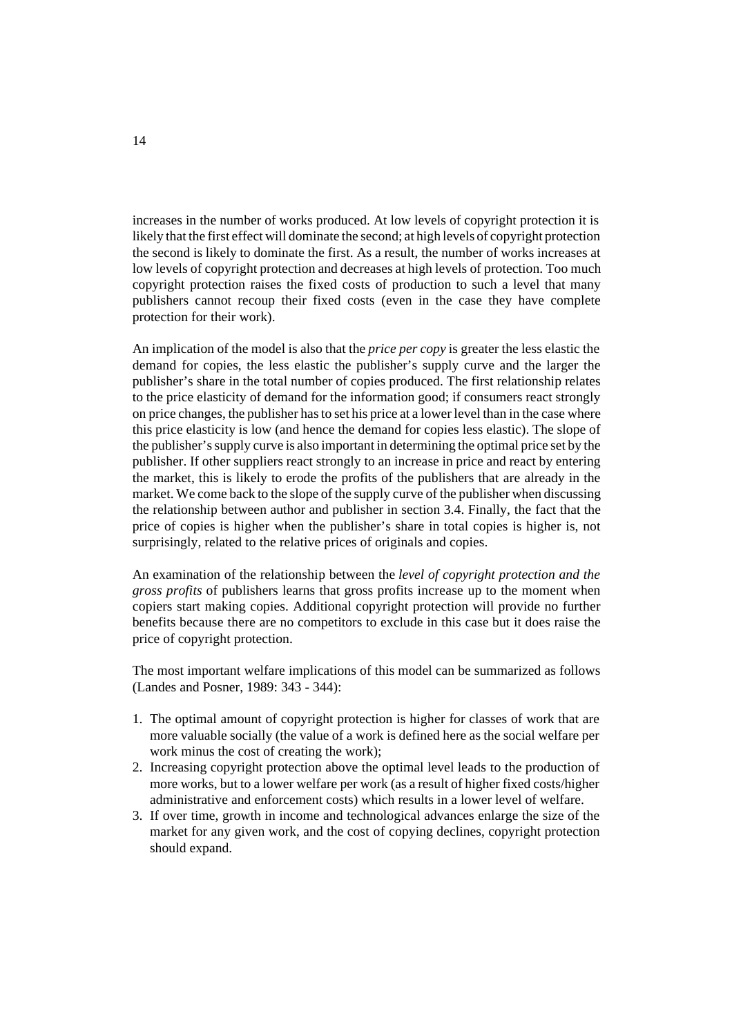increases in the number of works produced. At low levels of copyright protection it is likely that the first effect will dominate the second; at high levels of copyright protection the second is likely to dominate the first. As a result, the number of works increases at low levels of copyright protection and decreases at high levels of protection. Too much copyright protection raises the fixed costs of production to such a level that many publishers cannot recoup their fixed costs (even in the case they have complete protection for their work).

An implication of the model is also that the *price per copy* is greater the less elastic the demand for copies, the less elastic the publisher's supply curve and the larger the publisher's share in the total number of copies produced. The first relationship relates to the price elasticity of demand for the information good; if consumers react strongly on price changes, the publisher has to set his price at a lower level than in the case where this price elasticity is low (and hence the demand for copies less elastic). The slope of the publisher's supply curve is also important in determining the optimal price set by the publisher. If other suppliers react strongly to an increase in price and react by entering the market, this is likely to erode the profits of the publishers that are already in the market. We come back to the slope of the supply curve of the publisher when discussing the relationship between author and publisher in section 3.4. Finally, the fact that the price of copies is higher when the publisher's share in total copies is higher is, not surprisingly, related to the relative prices of originals and copies.

An examination of the relationship between the *level of copyright protection and the gross profits* of publishers learns that gross profits increase up to the moment when copiers start making copies. Additional copyright protection will provide no further benefits because there are no competitors to exclude in this case but it does raise the price of copyright protection.

The most important welfare implications of this model can be summarized as follows (Landes and Posner, 1989: 343 - 344):

1. The optimal amount of copyright protection is higher for classes of work that are more valuable socially (the value of a work is defined here as the social welfare per work minus the cost of creating the work);
2. Increasing copyright protection above the optimal level leads to the production of more works, but to a lower welfare per work (as a result of higher fixed costs/higher administrative and enforcement costs) which results in a lower level of welfare.
3. If over time, growth in income and technological advances enlarge the size of the market for any given work, and the cost of copying declines, copyright protection should expand.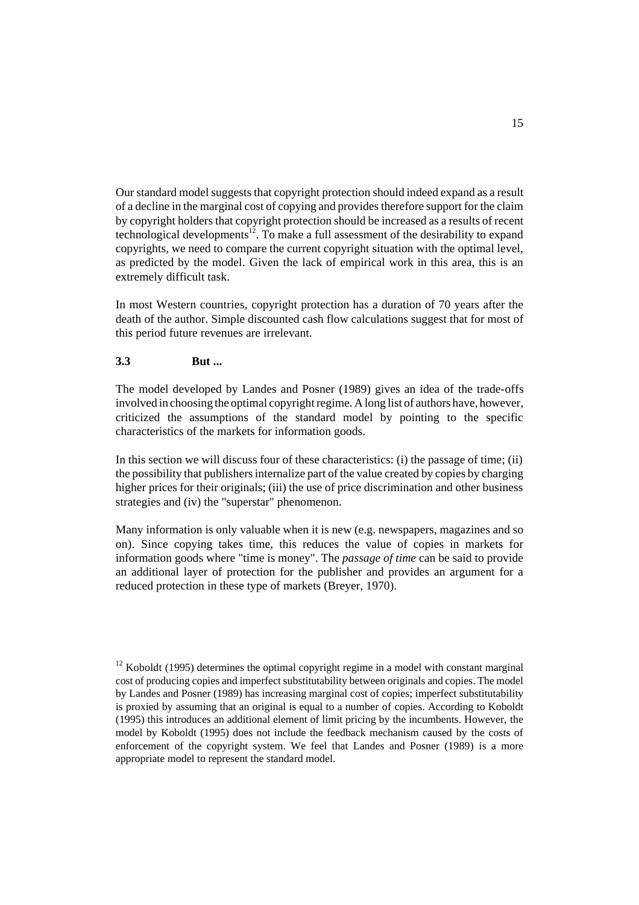Our standard model suggests that copyright protection should indeed expand as a result of a decline in the marginal cost of copying and provides therefore support for the claim by copyright holders that copyright protection should be increased as a results of recent technological developments[12]. To make a full assessment of the desirability to expand copyrights, we need to compare the current copyright situation with the optimal level, as predicted by the model. Given the lack of empirical work in this area, this is an extremely difficult task.

In most Western countries, copyright protection has a duration of 70 years after the death of the author. Simple discounted cash flow calculations suggest that for most of this period future revenues are irrelevant.

### 3.3 But ...

The model developed by Landes and Posner (1989) gives an idea of the trade-offs involved in choosing the optimal copyright regime. A long list of authors have, however, criticized the assumptions of the standard model by pointing to the specific characteristics of the markets for information goods.

In this section we will discuss four of these characteristics: (i) the passage of time; (ii) the possibility that publishers internalize part of the value created by copies by charging higher prices for their originals; (iii) the use of price discrimination and other business strategies and (iv) the "superstar" phenomenon.

Many information is only valuable when it is new (e.g. newspapers, magazines and so on). Since copying takes time, this reduces the value of copies in markets for information goods where "time is money". The *passage of time* can be said to provide an additional layer of protection for the publisher and provides an argument for a reduced protection in these type of markets (Breyer, 1970).

[12] Koboldt (1995) determines the optimal copyright regime in a model with constant marginal cost of producing copies and imperfect substitutability between originals and copies. The model by Landes and Posner (1989) has increasing marginal cost of copies; imperfect substitutability is proxied by assuming that an original is equal to a number of copies. According to Koboldt (1995) this introduces an additional element of limit pricing by the incumbents. However, the model by Koboldt (1995) does not include the feedback mechanism caused by the costs of enforcement of the copyright system. We feel that Landes and Posner (1989) is a more appropriate model to represent the standard model.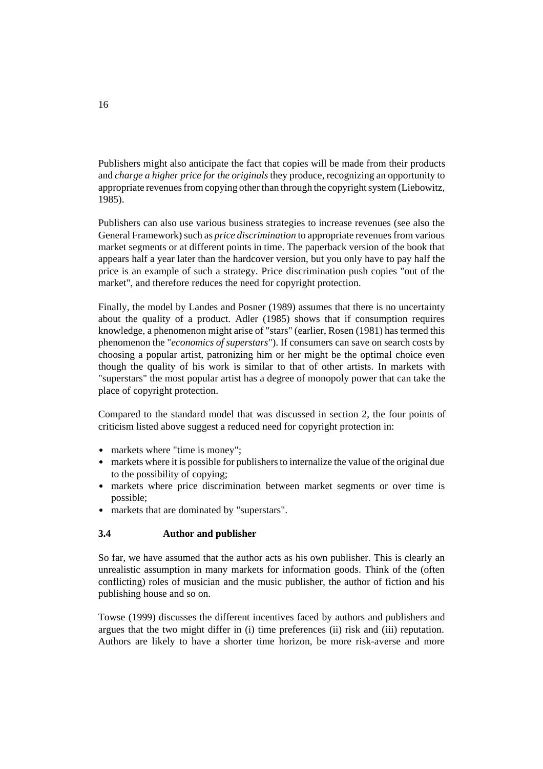Publishers might also anticipate the fact that copies will be made from their products and *charge a higher price for the originals* they produce, recognizing an opportunity to appropriate revenues from copying other than through the copyright system (Liebowitz, 1985).

Publishers can also use various business strategies to increase revenues (see also the General Framework) such as *price discrimination* to appropriate revenues from various market segments or at different points in time. The paperback version of the book that appears half a year later than the hardcover version, but you only have to pay half the price is an example of such a strategy. Price discrimination push copies "out of the market", and therefore reduces the need for copyright protection.

Finally, the model by Landes and Posner (1989) assumes that there is no uncertainty about the quality of a product. Adler (1985) shows that if consumption requires knowledge, a phenomenon might arise of "stars" (earlier, Rosen (1981) has termed this phenomenon the "*economics of superstars*"). If consumers can save on search costs by choosing a popular artist, patronizing him or her might be the optimal choice even though the quality of his work is similar to that of other artists. In markets with "superstars" the most popular artist has a degree of monopoly power that can take the place of copyright protection.

Compared to the standard model that was discussed in section 2, the four points of criticism listed above suggest a reduced need for copyright protection in:

- markets where "time is money";
- markets where it is possible for publishers to internalize the value of the original due to the possibility of copying;
- markets where price discrimination between market segments or over time is possible;
- markets that are dominated by "superstars".

### 3.4 Author and publisher

So far, we have assumed that the author acts as his own publisher. This is clearly an unrealistic assumption in many markets for information goods. Think of the (often conflicting) roles of musician and the music publisher, the author of fiction and his publishing house and so on.

Towse (1999) discusses the different incentives faced by authors and publishers and argues that the two might differ in (i) time preferences (ii) risk and (iii) reputation. Authors are likely to have a shorter time horizon, be more risk-averse and more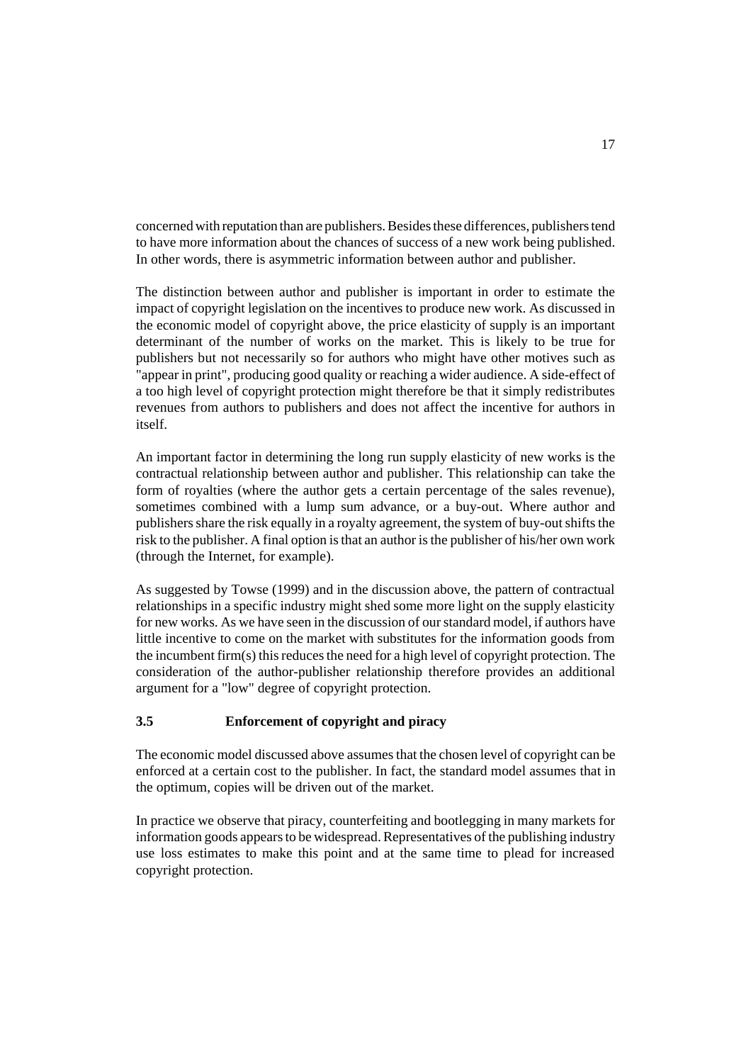concerned with reputation than are publishers. Besides these differences, publishers tend to have more information about the chances of success of a new work being published. In other words, there is asymmetric information between author and publisher.

The distinction between author and publisher is important in order to estimate the impact of copyright legislation on the incentives to produce new work. As discussed in the economic model of copyright above, the price elasticity of supply is an important determinant of the number of works on the market. This is likely to be true for publishers but not necessarily so for authors who might have other motives such as "appear in print", producing good quality or reaching a wider audience. A side-effect of a too high level of copyright protection might therefore be that it simply redistributes revenues from authors to publishers and does not affect the incentive for authors in itself.

An important factor in determining the long run supply elasticity of new works is the contractual relationship between author and publisher. This relationship can take the form of royalties (where the author gets a certain percentage of the sales revenue), sometimes combined with a lump sum advance, or a buy-out. Where author and publishers share the risk equally in a royalty agreement, the system of buy-out shifts the risk to the publisher. A final option is that an author is the publisher of his/her own work (through the Internet, for example).

As suggested by Towse (1999) and in the discussion above, the pattern of contractual relationships in a specific industry might shed some more light on the supply elasticity for new works. As we have seen in the discussion of our standard model, if authors have little incentive to come on the market with substitutes for the information goods from the incumbent firm(s) this reduces the need for a high level of copyright protection. The consideration of the author-publisher relationship therefore provides an additional argument for a "low" degree of copyright protection.

### 3.5 Enforcement of copyright and piracy

The economic model discussed above assumes that the chosen level of copyright can be enforced at a certain cost to the publisher. In fact, the standard model assumes that in the optimum, copies will be driven out of the market.

In practice we observe that piracy, counterfeiting and bootlegging in many markets for information goods appears to be widespread. Representatives of the publishing industry use loss estimates to make this point and at the same time to plead for increased copyright protection.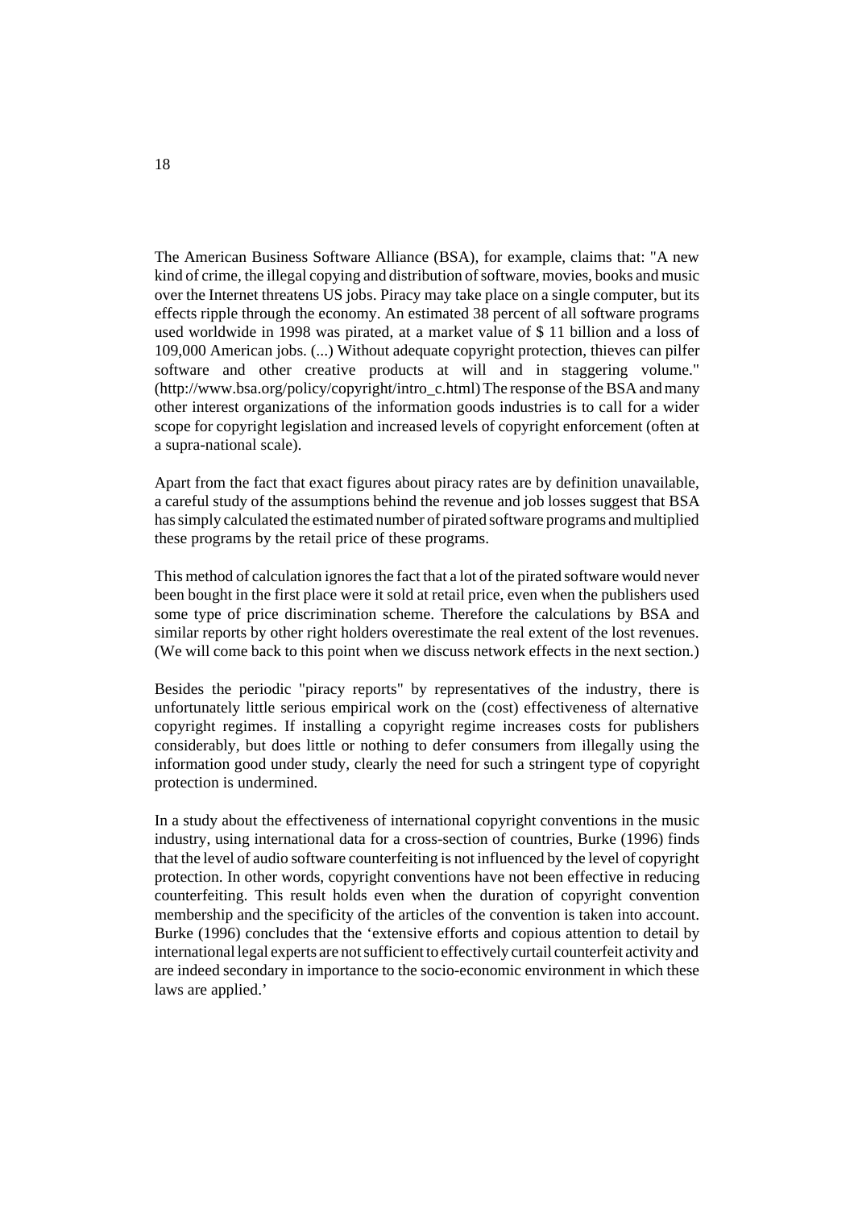The American Business Software Alliance (BSA), for example, claims that: "A new kind of crime, the illegal copying and distribution of software, movies, books and music over the Internet threatens US jobs. Piracy may take place on a single computer, but its effects ripple through the economy. An estimated 38 percent of all software programs used worldwide in 1998 was pirated, at a market value of $ 11 billion and a loss of 109,000 American jobs. (...) Without adequate copyright protection, thieves can pilfer software and other creative products at will and in staggering volume." (http://www.bsa.org/policy/copyright/intro_c.html) The response of the BSA and many other interest organizations of the information goods industries is to call for a wider scope for copyright legislation and increased levels of copyright enforcement (often at a supra-national scale).

Apart from the fact that exact figures about piracy rates are by definition unavailable, a careful study of the assumptions behind the revenue and job losses suggest that BSA has simply calculated the estimated number of pirated software programs and multiplied these programs by the retail price of these programs.

This method of calculation ignores the fact that a lot of the pirated software would never been bought in the first place were it sold at retail price, even when the publishers used some type of price discrimination scheme. Therefore the calculations by BSA and similar reports by other right holders overestimate the real extent of the lost revenues. (We will come back to this point when we discuss network effects in the next section.)

Besides the periodic "piracy reports" by representatives of the industry, there is unfortunately little serious empirical work on the (cost) effectiveness of alternative copyright regimes. If installing a copyright regime increases costs for publishers considerably, but does little or nothing to defer consumers from illegally using the information good under study, clearly the need for such a stringent type of copyright protection is undermined.

In a study about the effectiveness of international copyright conventions in the music industry, using international data for a cross-section of countries, Burke (1996) finds that the level of audio software counterfeiting is not influenced by the level of copyright protection. In other words, copyright conventions have not been effective in reducing counterfeiting. This result holds even when the duration of copyright convention membership and the specificity of the articles of the convention is taken into account. Burke (1996) concludes that the 'extensive efforts and copious attention to detail by international legal experts are not sufficient to effectively curtail counterfeit activity and are indeed secondary in importance to the socio-economic environment in which these laws are applied.'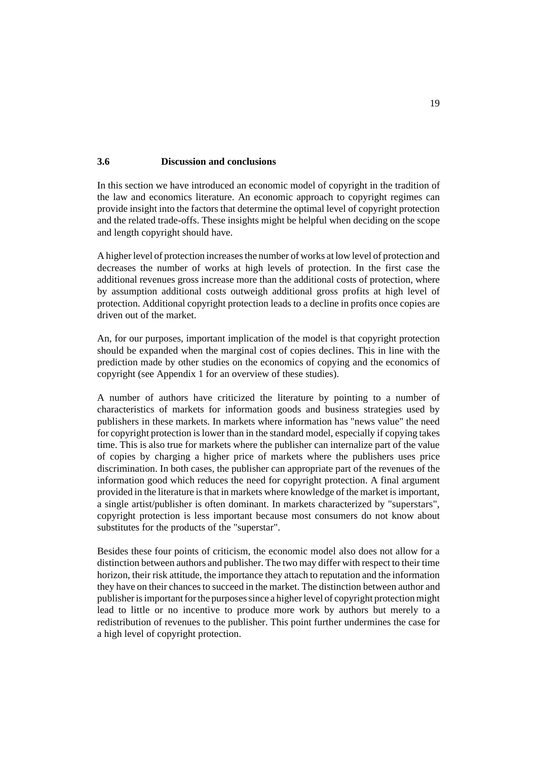### 3.6 Discussion and conclusions

In this section we have introduced an economic model of copyright in the tradition of the law and economics literature. An economic approach to copyright regimes can provide insight into the factors that determine the optimal level of copyright protection and the related trade-offs. These insights might be helpful when deciding on the scope and length copyright should have.

A higher level of protection increases the number of works at low level of protection and decreases the number of works at high levels of protection. In the first case the additional revenues gross increase more than the additional costs of protection, where by assumption additional costs outweigh additional gross profits at high level of protection. Additional copyright protection leads to a decline in profits once copies are driven out of the market.

An, for our purposes, important implication of the model is that copyright protection should be expanded when the marginal cost of copies declines. This in line with the prediction made by other studies on the economics of copying and the economics of copyright (see Appendix 1 for an overview of these studies).

A number of authors have criticized the literature by pointing to a number of characteristics of markets for information goods and business strategies used by publishers in these markets. In markets where information has "news value" the need for copyright protection is lower than in the standard model, especially if copying takes time. This is also true for markets where the publisher can internalize part of the value of copies by charging a higher price of markets where the publishers uses price discrimination. In both cases, the publisher can appropriate part of the revenues of the information good which reduces the need for copyright protection. A final argument provided in the literature is that in markets where knowledge of the market is important, a single artist/publisher is often dominant. In markets characterized by "superstars", copyright protection is less important because most consumers do not know about substitutes for the products of the "superstar".

Besides these four points of criticism, the economic model also does not allow for a distinction between authors and publisher. The two may differ with respect to their time horizon, their risk attitude, the importance they attach to reputation and the information they have on their chances to succeed in the market. The distinction between author and publisher is important for the purposes since a higher level of copyright protection might lead to little or no incentive to produce more work by authors but merely to a redistribution of revenues to the publisher. This point further undermines the case for a high level of copyright protection.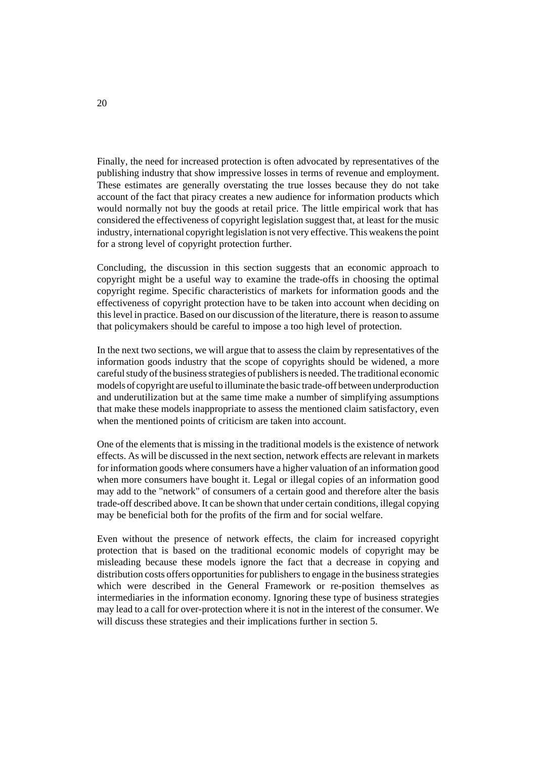Finally, the need for increased protection is often advocated by representatives of the publishing industry that show impressive losses in terms of revenue and employment. These estimates are generally overstating the true losses because they do not take account of the fact that piracy creates a new audience for information products which would normally not buy the goods at retail price. The little empirical work that has considered the effectiveness of copyright legislation suggest that, at least for the music industry, international copyright legislation is not very effective. This weakens the point for a strong level of copyright protection further.

Concluding, the discussion in this section suggests that an economic approach to copyright might be a useful way to examine the trade-offs in choosing the optimal copyright regime. Specific characteristics of markets for information goods and the effectiveness of copyright protection have to be taken into account when deciding on this level in practice. Based on our discussion of the literature, there is reason to assume that policymakers should be careful to impose a too high level of protection.

In the next two sections, we will argue that to assess the claim by representatives of the information goods industry that the scope of copyrights should be widened, a more careful study of the business strategies of publishers is needed. The traditional economic models of copyright are useful to illuminate the basic trade-off between underproduction and underutilization but at the same time make a number of simplifying assumptions that make these models inappropriate to assess the mentioned claim satisfactory, even when the mentioned points of criticism are taken into account.

One of the elements that is missing in the traditional models is the existence of network effects. As will be discussed in the next section, network effects are relevant in markets for information goods where consumers have a higher valuation of an information good when more consumers have bought it. Legal or illegal copies of an information good may add to the "network" of consumers of a certain good and therefore alter the basis trade-off described above. It can be shown that under certain conditions, illegal copying may be beneficial both for the profits of the firm and for social welfare.

Even without the presence of network effects, the claim for increased copyright protection that is based on the traditional economic models of copyright may be misleading because these models ignore the fact that a decrease in copying and distribution costs offers opportunities for publishers to engage in the business strategies which were described in the General Framework or re-position themselves as intermediaries in the information economy. Ignoring these type of business strategies may lead to a call for over-protection where it is not in the interest of the consumer. We will discuss these strategies and their implications further in section 5.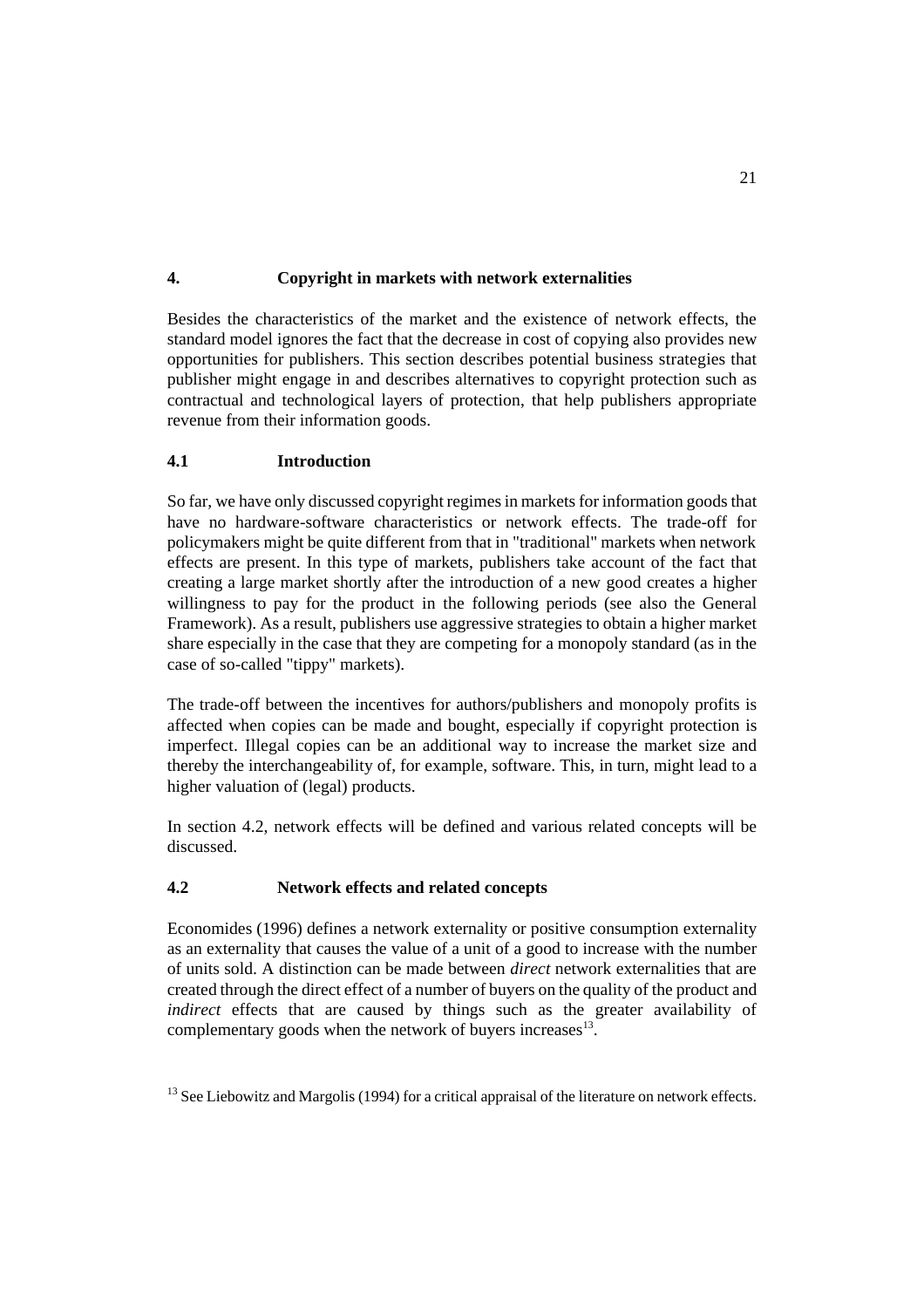# 4. Copyright in markets with network externalities

Besides the characteristics of the market and the existence of network effects, the standard model ignores the fact that the decrease in cost of copying also provides new opportunities for publishers. This section describes potential business strategies that publisher might engage in and describes alternatives to copyright protection such as contractual and technological layers of protection, that help publishers appropriate revenue from their information goods.

## 4.1 Introduction

So far, we have only discussed copyright regimes in markets for information goods that have no hardware-software characteristics or network effects. The trade-off for policymakers might be quite different from that in "traditional" markets when network effects are present. In this type of markets, publishers take account of the fact that creating a large market shortly after the introduction of a new good creates a higher willingness to pay for the product in the following periods (see also the General Framework). As a result, publishers use aggressive strategies to obtain a higher market share especially in the case that they are competing for a monopoly standard (as in the case of so-called "tippy" markets).

The trade-off between the incentives for authors/publishers and monopoly profits is affected when copies can be made and bought, especially if copyright protection is imperfect. Illegal copies can be an additional way to increase the market size and thereby the interchangeability of, for example, software. This, in turn, might lead to a higher valuation of (legal) products.

In section 4.2, network effects will be defined and various related concepts will be discussed.

## 4.2 Network effects and related concepts

Economides (1996) defines a network externality or positive consumption externality as an externality that causes the value of a unit of a good to increase with the number of units sold. A distinction can be made between *direct* network externalities that are created through the direct effect of a number of buyers on the quality of the product and *indirect* effects that are caused by things such as the greater availability of complementary goods when the network of buyers increases[13].

[13] See Liebowitz and Margolis (1994) for a critical appraisal of the literature on network effects.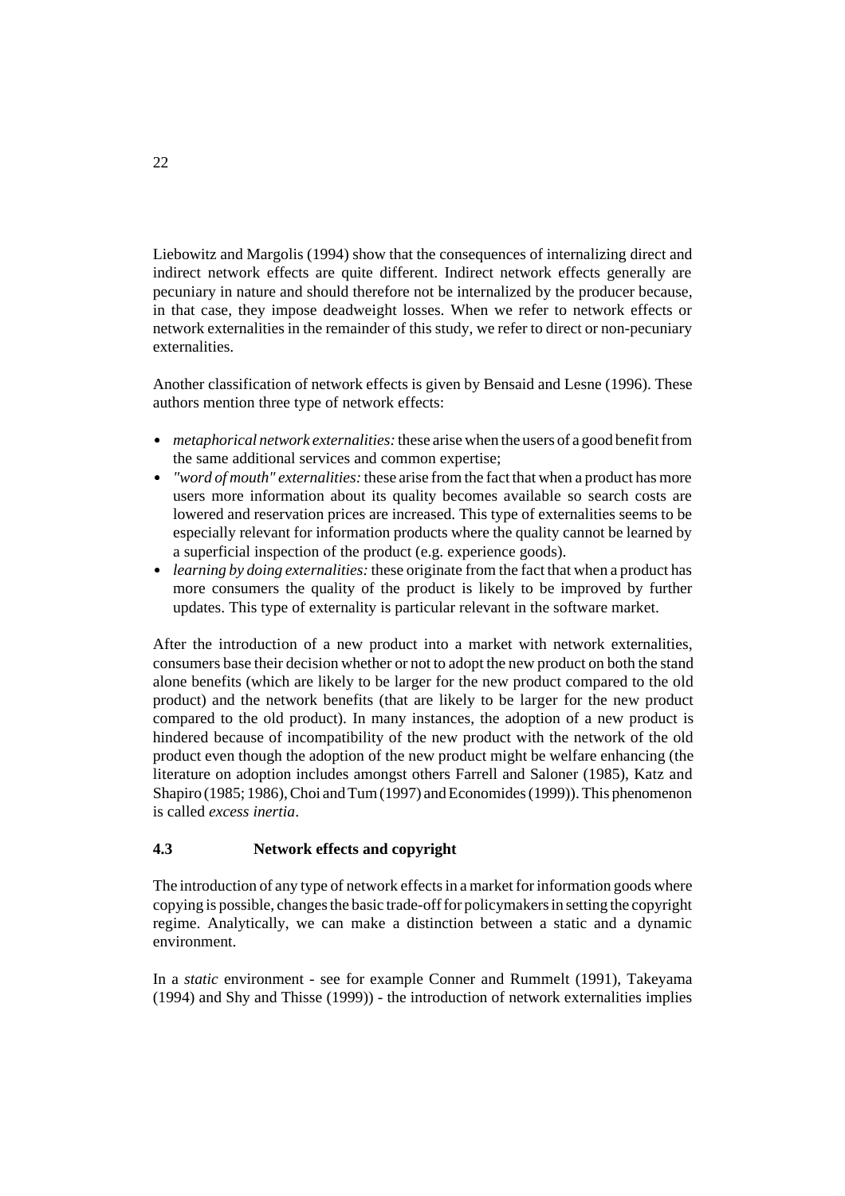Liebowitz and Margolis (1994) show that the consequences of internalizing direct and indirect network effects are quite different. Indirect network effects generally are pecuniary in nature and should therefore not be internalized by the producer because, in that case, they impose deadweight losses. When we refer to network effects or network externalities in the remainder of this study, we refer to direct or non-pecuniary externalities.

Another classification of network effects is given by Bensaid and Lesne (1996). These authors mention three type of network effects:

- *metaphorical network externalities:* these arise when the users of a good benefit from the same additional services and common expertise;
- *"word of mouth" externalities:* these arise from the fact that when a product has more users more information about its quality becomes available so search costs are lowered and reservation prices are increased. This type of externalities seems to be especially relevant for information products where the quality cannot be learned by a superficial inspection of the product (e.g. experience goods).
- *learning by doing externalities:* these originate from the fact that when a product has more consumers the quality of the product is likely to be improved by further updates. This type of externality is particular relevant in the software market.

After the introduction of a new product into a market with network externalities, consumers base their decision whether or not to adopt the new product on both the stand alone benefits (which are likely to be larger for the new product compared to the old product) and the network benefits (that are likely to be larger for the new product compared to the old product). In many instances, the adoption of a new product is hindered because of incompatibility of the new product with the network of the old product even though the adoption of the new product might be welfare enhancing (the literature on adoption includes amongst others Farrell and Saloner (1985), Katz and Shapiro (1985; 1986), Choi and Tum (1997) and Economides (1999)). This phenomenon is called *excess inertia*.

## 4.3 Network effects and copyright

The introduction of any type of network effects in a market for information goods where copying is possible, changes the basic trade-off for policymakers in setting the copyright regime. Analytically, we can make a distinction between a static and a dynamic environment.

In a *static* environment - see for example Conner and Rummelt (1991), Takeyama (1994) and Shy and Thisse (1999)) - the introduction of network externalities implies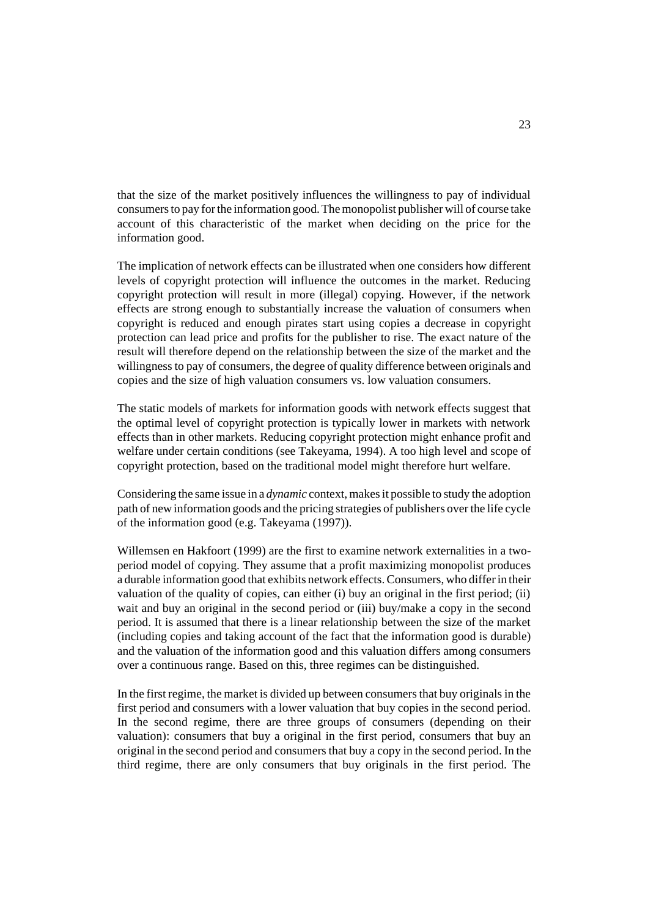that the size of the market positively influences the willingness to pay of individual consumers to pay for the information good. The monopolist publisher will of course take account of this characteristic of the market when deciding on the price for the information good.

The implication of network effects can be illustrated when one considers how different levels of copyright protection will influence the outcomes in the market. Reducing copyright protection will result in more (illegal) copying. However, if the network effects are strong enough to substantially increase the valuation of consumers when copyright is reduced and enough pirates start using copies a decrease in copyright protection can lead price and profits for the publisher to rise. The exact nature of the result will therefore depend on the relationship between the size of the market and the willingness to pay of consumers, the degree of quality difference between originals and copies and the size of high valuation consumers vs. low valuation consumers.

The static models of markets for information goods with network effects suggest that the optimal level of copyright protection is typically lower in markets with network effects than in other markets. Reducing copyright protection might enhance profit and welfare under certain conditions (see Takeyama, 1994). A too high level and scope of copyright protection, based on the traditional model might therefore hurt welfare.

Considering the same issue in a *dynamic* context, makes it possible to study the adoption path of new information goods and the pricing strategies of publishers over the life cycle of the information good (e.g. Takeyama (1997)).

Willemsen en Hakfoort (1999) are the first to examine network externalities in a two-period model of copying. They assume that a profit maximizing monopolist produces a durable information good that exhibits network effects. Consumers, who differ in their valuation of the quality of copies, can either (i) buy an original in the first period; (ii) wait and buy an original in the second period or (iii) buy/make a copy in the second period. It is assumed that there is a linear relationship between the size of the market (including copies and taking account of the fact that the information good is durable) and the valuation of the information good and this valuation differs among consumers over a continuous range. Based on this, three regimes can be distinguished.

In the first regime, the market is divided up between consumers that buy originals in the first period and consumers with a lower valuation that buy copies in the second period. In the second regime, there are three groups of consumers (depending on their valuation): consumers that buy a original in the first period, consumers that buy an original in the second period and consumers that buy a copy in the second period. In the third regime, there are only consumers that buy originals in the first period. The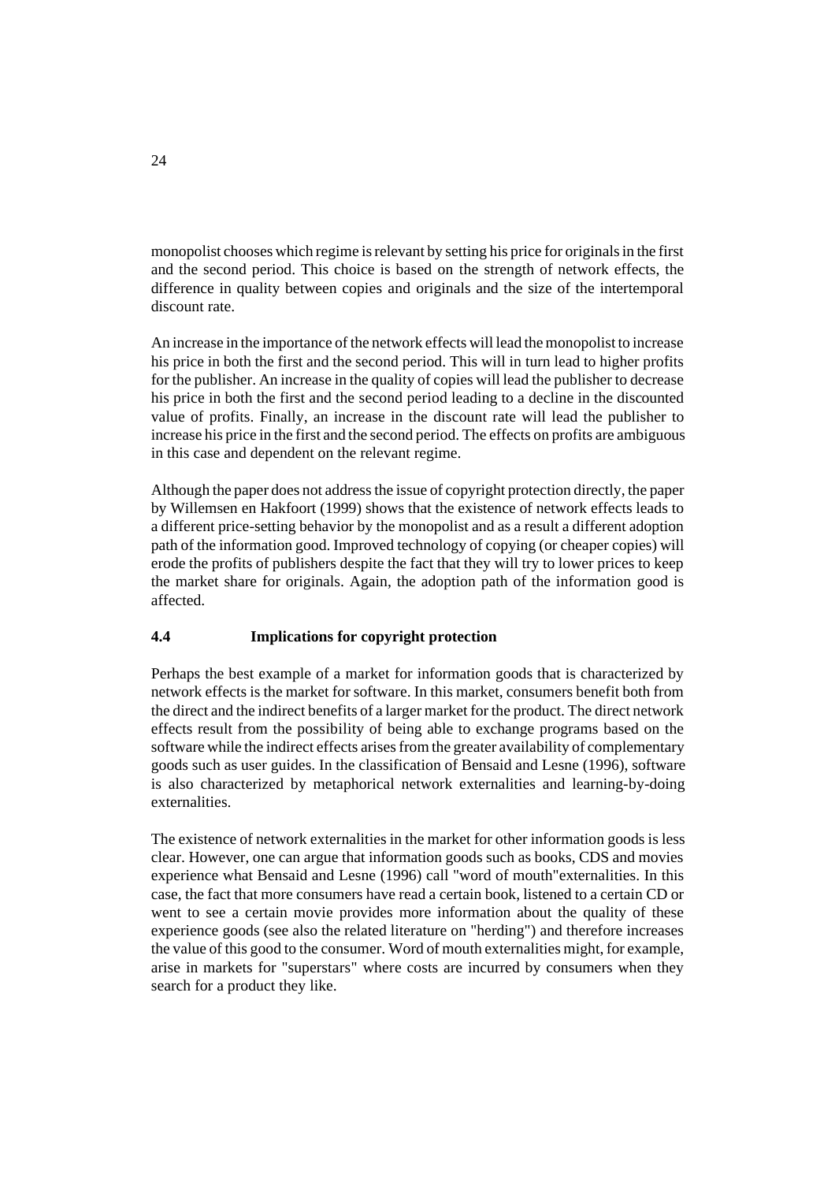monopolist chooses which regime is relevant by setting his price for originals in the first and the second period. This choice is based on the strength of network effects, the difference in quality between copies and originals and the size of the intertemporal discount rate.

An increase in the importance of the network effects will lead the monopolist to increase his price in both the first and the second period. This will in turn lead to higher profits for the publisher. An increase in the quality of copies will lead the publisher to decrease his price in both the first and the second period leading to a decline in the discounted value of profits. Finally, an increase in the discount rate will lead the publisher to increase his price in the first and the second period. The effects on profits are ambiguous in this case and dependent on the relevant regime.

Although the paper does not address the issue of copyright protection directly, the paper by Willemsen en Hakfoort (1999) shows that the existence of network effects leads to a different price-setting behavior by the monopolist and as a result a different adoption path of the information good. Improved technology of copying (or cheaper copies) will erode the profits of publishers despite the fact that they will try to lower prices to keep the market share for originals. Again, the adoption path of the information good is affected.

### 4.4 Implications for copyright protection

Perhaps the best example of a market for information goods that is characterized by network effects is the market for software. In this market, consumers benefit both from the direct and the indirect benefits of a larger market for the product. The direct network effects result from the possibility of being able to exchange programs based on the software while the indirect effects arises from the greater availability of complementary goods such as user guides. In the classification of Bensaid and Lesne (1996), software is also characterized by metaphorical network externalities and learning-by-doing externalities.

The existence of network externalities in the market for other information goods is less clear. However, one can argue that information goods such as books, CDS and movies experience what Bensaid and Lesne (1996) call "word of mouth"externalities. In this case, the fact that more consumers have read a certain book, listened to a certain CD or went to see a certain movie provides more information about the quality of these experience goods (see also the related literature on "herding") and therefore increases the value of this good to the consumer. Word of mouth externalities might, for example, arise in markets for "superstars" where costs are incurred by consumers when they search for a product they like.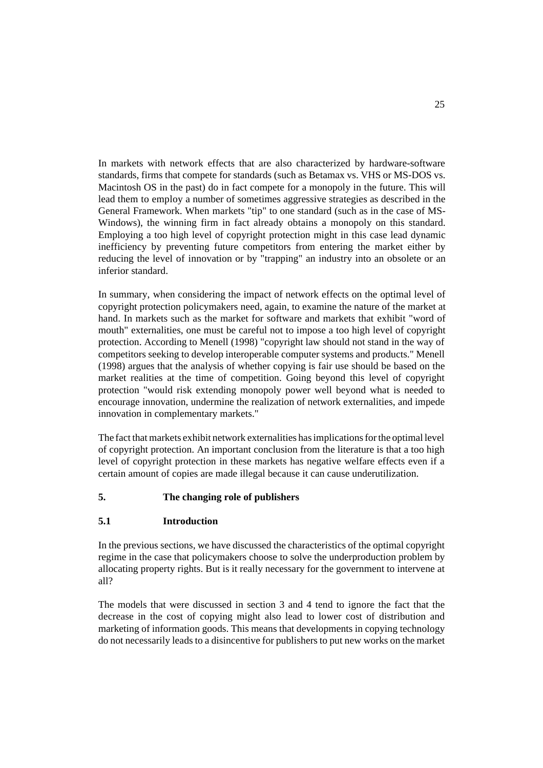In markets with network effects that are also characterized by hardware-software standards, firms that compete for standards (such as Betamax vs. VHS or MS-DOS vs. Macintosh OS in the past) do in fact compete for a monopoly in the future. This will lead them to employ a number of sometimes aggressive strategies as described in the General Framework. When markets "tip" to one standard (such as in the case of MS-Windows), the winning firm in fact already obtains a monopoly on this standard. Employing a too high level of copyright protection might in this case lead dynamic inefficiency by preventing future competitors from entering the market either by reducing the level of innovation or by "trapping" an industry into an obsolete or an inferior standard.

In summary, when considering the impact of network effects on the optimal level of copyright protection policymakers need, again, to examine the nature of the market at hand. In markets such as the market for software and markets that exhibit "word of mouth" externalities, one must be careful not to impose a too high level of copyright protection. According to Menell (1998) "copyright law should not stand in the way of competitors seeking to develop interoperable computer systems and products." Menell (1998) argues that the analysis of whether copying is fair use should be based on the market realities at the time of competition. Going beyond this level of copyright protection "would risk extending monopoly power well beyond what is needed to encourage innovation, undermine the realization of network externalities, and impede innovation in complementary markets."

The fact that markets exhibit network externalities has implications for the optimal level of copyright protection. An important conclusion from the literature is that a too high level of copyright protection in these markets has negative welfare effects even if a certain amount of copies are made illegal because it can cause underutilization.

## 5. The changing role of publishers

### 5.1 Introduction

In the previous sections, we have discussed the characteristics of the optimal copyright regime in the case that policymakers choose to solve the underproduction problem by allocating property rights. But is it really necessary for the government to intervene at all?

The models that were discussed in section 3 and 4 tend to ignore the fact that the decrease in the cost of copying might also lead to lower cost of distribution and marketing of information goods. This means that developments in copying technology do not necessarily leads to a disincentive for publishers to put new works on the market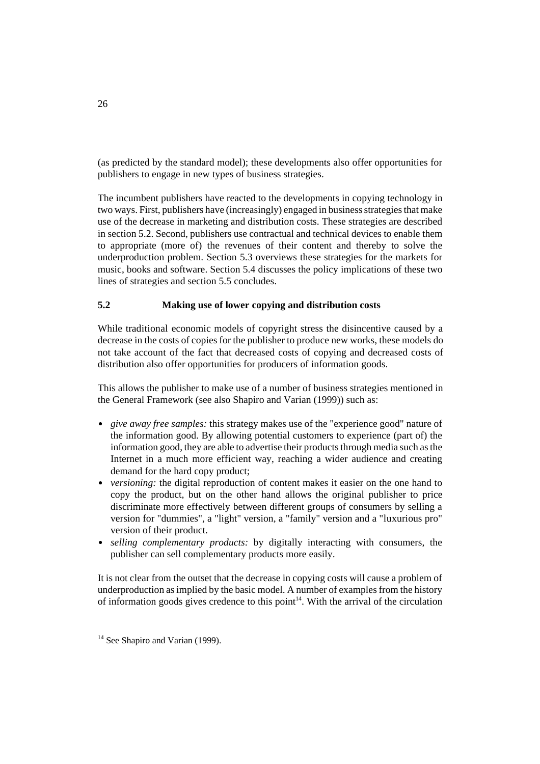(as predicted by the standard model); these developments also offer opportunities for publishers to engage in new types of business strategies.

The incumbent publishers have reacted to the developments in copying technology in two ways. First, publishers have (increasingly) engaged in business strategies that make use of the decrease in marketing and distribution costs. These strategies are described in section 5.2. Second, publishers use contractual and technical devices to enable them to appropriate (more of) the revenues of their content and thereby to solve the underproduction problem. Section 5.3 overviews these strategies for the markets for music, books and software. Section 5.4 discusses the policy implications of these two lines of strategies and section 5.5 concludes.

## 5.2 Making use of lower copying and distribution costs

While traditional economic models of copyright stress the disincentive caused by a decrease in the costs of copies for the publisher to produce new works, these models do not take account of the fact that decreased costs of copying and decreased costs of distribution also offer opportunities for producers of information goods.

This allows the publisher to make use of a number of business strategies mentioned in the General Framework (see also Shapiro and Varian (1999)) such as:

- *give away free samples:* this strategy makes use of the "experience good" nature of the information good. By allowing potential customers to experience (part of) the information good, they are able to advertise their products through media such as the Internet in a much more efficient way, reaching a wider audience and creating demand for the hard copy product;
- *versioning:* the digital reproduction of content makes it easier on the one hand to copy the product, but on the other hand allows the original publisher to price discriminate more effectively between different groups of consumers by selling a version for "dummies", a "light" version, a "family" version and a "luxurious pro" version of their product.
- *selling complementary products:* by digitally interacting with consumers, the publisher can sell complementary products more easily.

It is not clear from the outset that the decrease in copying costs will cause a problem of underproduction as implied by the basic model. A number of examples from the history of information goods gives credence to this point[14]. With the arrival of the circulation

[14] See Shapiro and Varian (1999).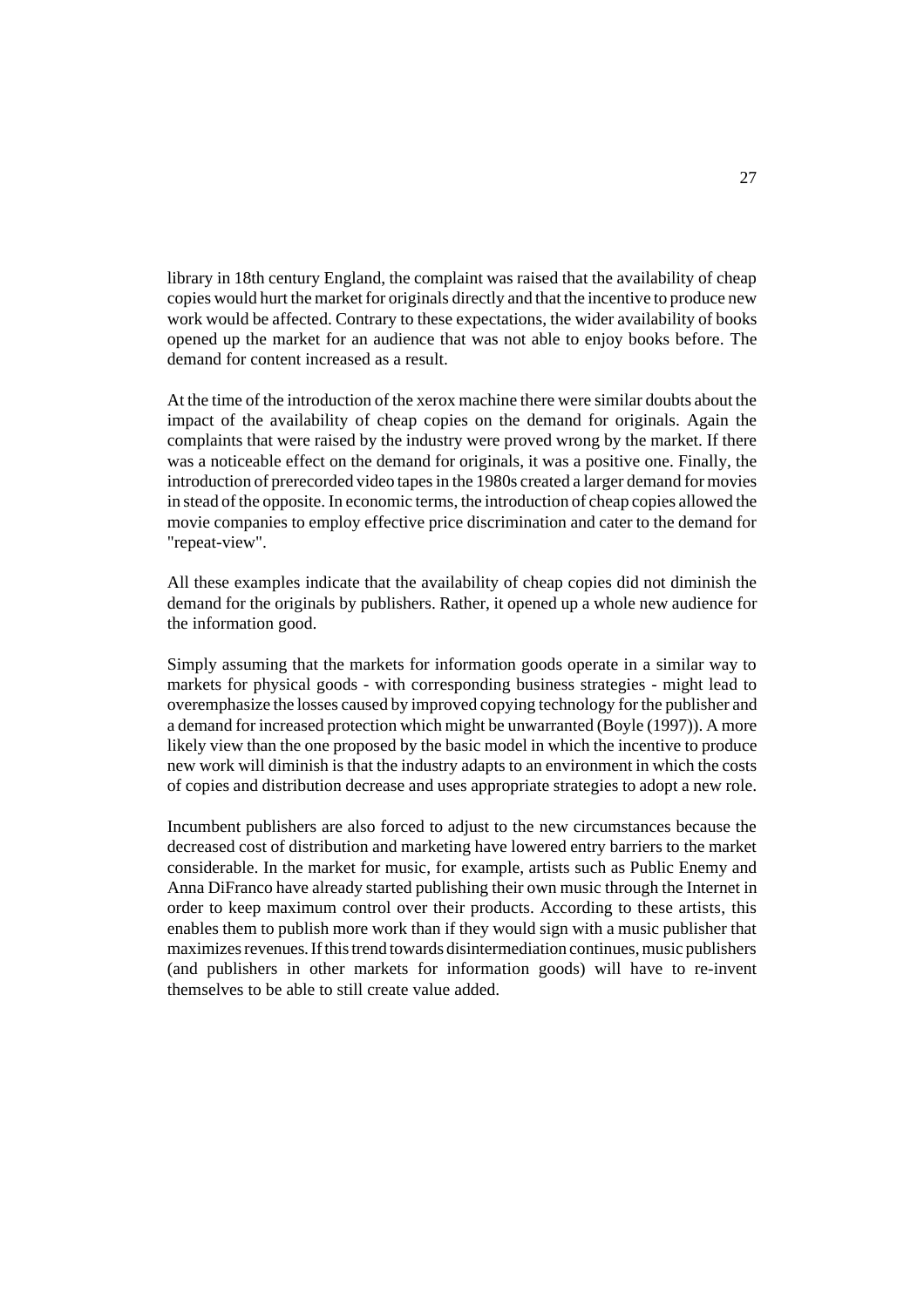library in 18th century England, the complaint was raised that the availability of cheap copies would hurt the market for originals directly and that the incentive to produce new work would be affected. Contrary to these expectations, the wider availability of books opened up the market for an audience that was not able to enjoy books before. The demand for content increased as a result.

At the time of the introduction of the xerox machine there were similar doubts about the impact of the availability of cheap copies on the demand for originals. Again the complaints that were raised by the industry were proved wrong by the market. If there was a noticeable effect on the demand for originals, it was a positive one. Finally, the introduction of prerecorded video tapes in the 1980s created a larger demand for movies in stead of the opposite. In economic terms, the introduction of cheap copies allowed the movie companies to employ effective price discrimination and cater to the demand for "repeat-view".

All these examples indicate that the availability of cheap copies did not diminish the demand for the originals by publishers. Rather, it opened up a whole new audience for the information good.

Simply assuming that the markets for information goods operate in a similar way to markets for physical goods - with corresponding business strategies - might lead to overemphasize the losses caused by improved copying technology for the publisher and a demand for increased protection which might be unwarranted (Boyle (1997)). A more likely view than the one proposed by the basic model in which the incentive to produce new work will diminish is that the industry adapts to an environment in which the costs of copies and distribution decrease and uses appropriate strategies to adopt a new role.

Incumbent publishers are also forced to adjust to the new circumstances because the decreased cost of distribution and marketing have lowered entry barriers to the market considerable. In the market for music, for example, artists such as Public Enemy and Anna DiFranco have already started publishing their own music through the Internet in order to keep maximum control over their products. According to these artists, this enables them to publish more work than if they would sign with a music publisher that maximizes revenues. If this trend towards disintermediation continues, music publishers (and publishers in other markets for information goods) will have to re-invent themselves to be able to still create value added.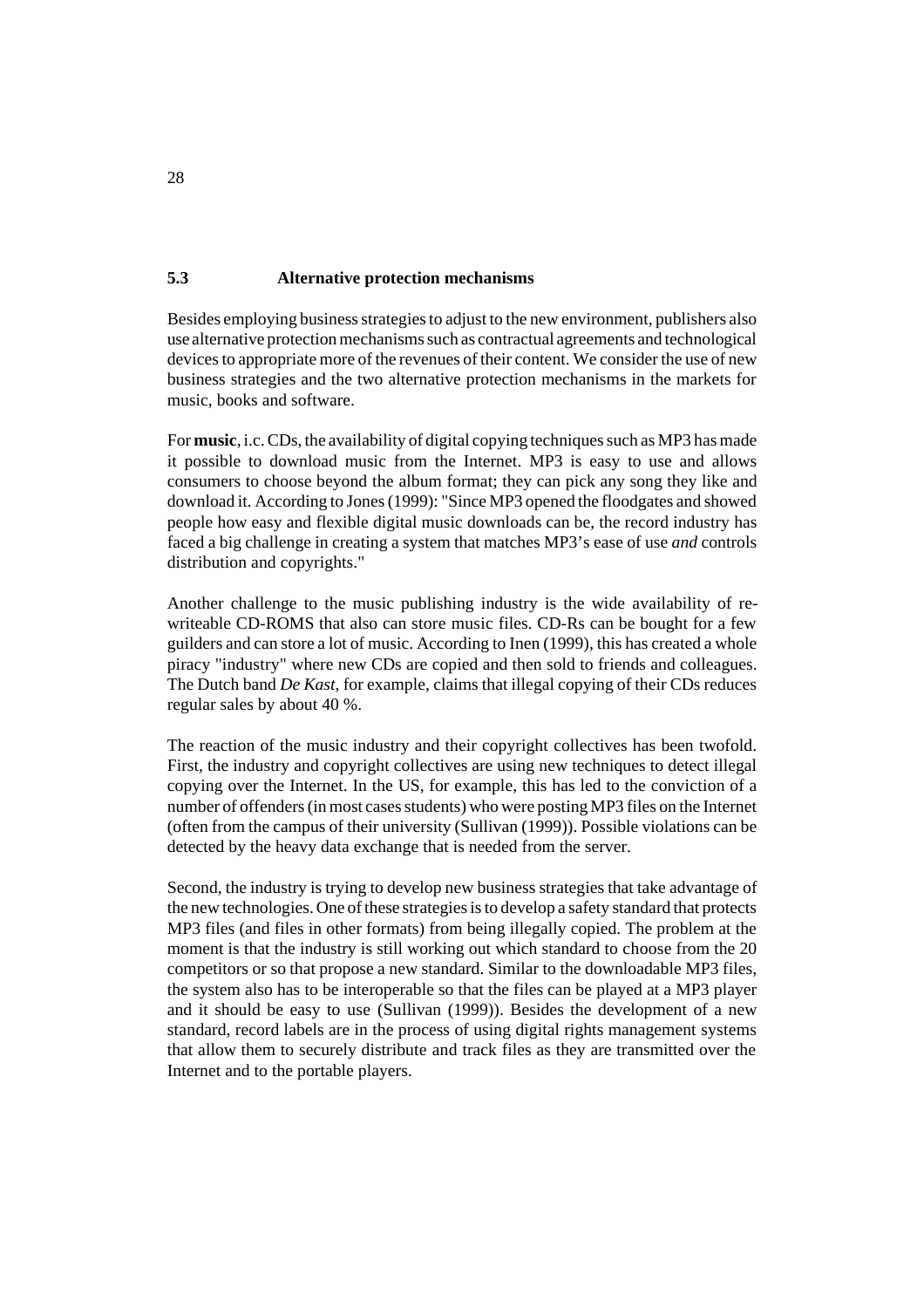## 5.3 Alternative protection mechanisms

Besides employing business strategies to adjust to the new environment, publishers also use alternative protection mechanisms such as contractual agreements and technological devices to appropriate more of the revenues of their content. We consider the use of new business strategies and the two alternative protection mechanisms in the markets for music, books and software.

For **music**, i.c. CDs, the availability of digital copying techniques such as MP3 has made it possible to download music from the Internet. MP3 is easy to use and allows consumers to choose beyond the album format; they can pick any song they like and download it. According to Jones (1999): "Since MP3 opened the floodgates and showed people how easy and flexible digital music downloads can be, the record industry has faced a big challenge in creating a system that matches MP3's ease of use *and* controls distribution and copyrights."

Another challenge to the music publishing industry is the wide availability of re-writeable CD-ROMS that also can store music files. CD-Rs can be bought for a few guilders and can store a lot of music. According to Inen (1999), this has created a whole piracy "industry" where new CDs are copied and then sold to friends and colleagues. The Dutch band *De Kast*, for example, claims that illegal copying of their CDs reduces regular sales by about 40 %.

The reaction of the music industry and their copyright collectives has been twofold. First, the industry and copyright collectives are using new techniques to detect illegal copying over the Internet. In the US, for example, this has led to the conviction of a number of offenders (in most cases students) who were posting MP3 files on the Internet (often from the campus of their university (Sullivan (1999)). Possible violations can be detected by the heavy data exchange that is needed from the server.

Second, the industry is trying to develop new business strategies that take advantage of the new technologies. One of these strategies is to develop a safety standard that protects MP3 files (and files in other formats) from being illegally copied. The problem at the moment is that the industry is still working out which standard to choose from the 20 competitors or so that propose a new standard. Similar to the downloadable MP3 files, the system also has to be interoperable so that the files can be played at a MP3 player and it should be easy to use (Sullivan (1999)). Besides the development of a new standard, record labels are in the process of using digital rights management systems that allow them to securely distribute and track files as they are transmitted over the Internet and to the portable players.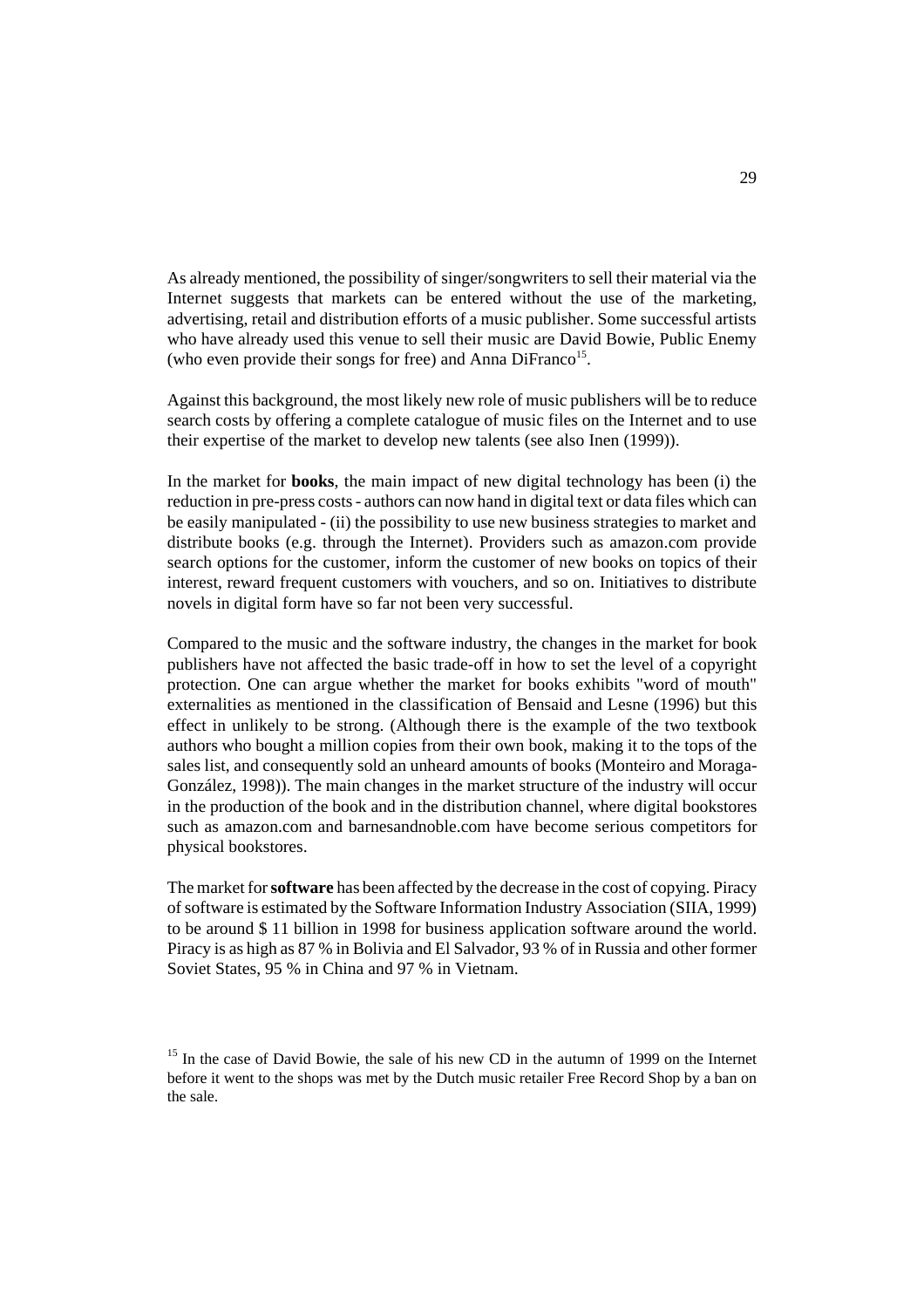As already mentioned, the possibility of singer/songwriters to sell their material via the Internet suggests that markets can be entered without the use of the marketing, advertising, retail and distribution efforts of a music publisher. Some successful artists who have already used this venue to sell their music are David Bowie, Public Enemy (who even provide their songs for free) and Anna DiFranco[15].

Against this background, the most likely new role of music publishers will be to reduce search costs by offering a complete catalogue of music files on the Internet and to use their expertise of the market to develop new talents (see also Inen (1999)).

In the market for **books**, the main impact of new digital technology has been (i) the reduction in pre-press costs - authors can now hand in digital text or data files which can be easily manipulated - (ii) the possibility to use new business strategies to market and distribute books (e.g. through the Internet). Providers such as amazon.com provide search options for the customer, inform the customer of new books on topics of their interest, reward frequent customers with vouchers, and so on. Initiatives to distribute novels in digital form have so far not been very successful.

Compared to the music and the software industry, the changes in the market for book publishers have not affected the basic trade-off in how to set the level of a copyright protection. One can argue whether the market for books exhibits "word of mouth" externalities as mentioned in the classification of Bensaid and Lesne (1996) but this effect in unlikely to be strong. (Although there is the example of the two textbook authors who bought a million copies from their own book, making it to the tops of the sales list, and consequently sold an unheard amounts of books (Monteiro and Moraga-González, 1998)). The main changes in the market structure of the industry will occur in the production of the book and in the distribution channel, where digital bookstores such as amazon.com and barnesandnoble.com have become serious competitors for physical bookstores.

The market for **software** has been affected by the decrease in the cost of copying. Piracy of software is estimated by the Software Information Industry Association (SIIA, 1999) to be around $ 11 billion in 1998 for business application software around the world. Piracy is as high as 87 % in Bolivia and El Salvador, 93 % of in Russia and other former Soviet States, 95 % in China and 97 % in Vietnam.

[15] In the case of David Bowie, the sale of his new CD in the autumn of 1999 on the Internet before it went to the shops was met by the Dutch music retailer Free Record Shop by a ban on the sale.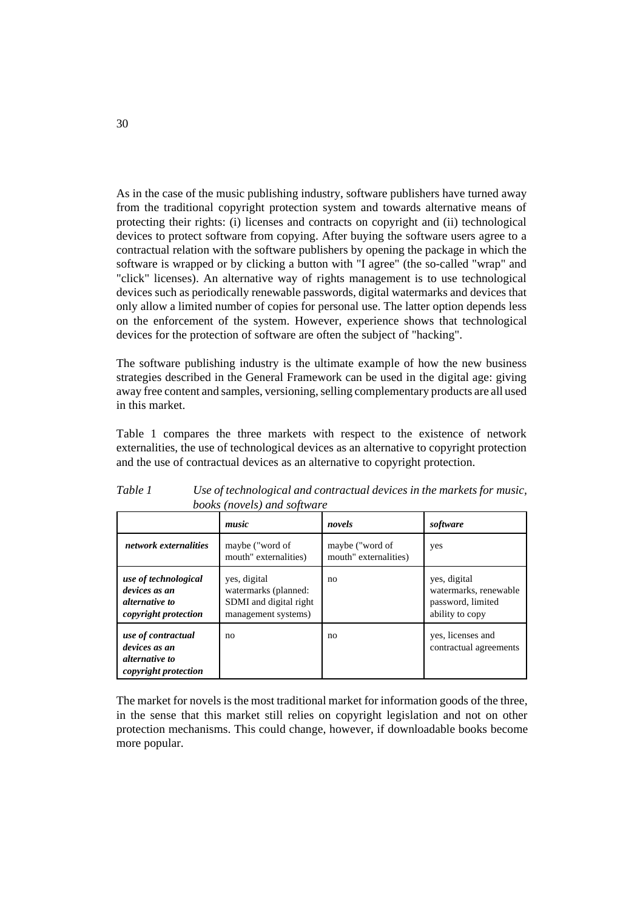As in the case of the music publishing industry, software publishers have turned away from the traditional copyright protection system and towards alternative means of protecting their rights: (i) licenses and contracts on copyright and (ii) technological devices to protect software from copying. After buying the software users agree to a contractual relation with the software publishers by opening the package in which the software is wrapped or by clicking a button with "I agree" (the so-called "wrap" and "click" licenses). An alternative way of rights management is to use technological devices such as periodically renewable passwords, digital watermarks and devices that only allow a limited number of copies for personal use. The latter option depends less on the enforcement of the system. However, experience shows that technological devices for the protection of software are often the subject of "hacking".

The software publishing industry is the ultimate example of how the new business strategies described in the General Framework can be used in the digital age: giving away free content and samples, versioning, selling complementary products are all used in this market.

Table 1 compares the three markets with respect to the existence of network externalities, the use of technological devices as an alternative to copyright protection and the use of contractual devices as an alternative to copyright protection.

*Table 1 Use of technological and contractual devices in the markets for music, books (novels) and software*

| | ***music*** | ***novels*** | ***software*** |
|---|---|---|---|
| ***network externalities*** | maybe ("word of mouth" externalities) | maybe ("word of mouth" externalities) | yes |
| ***use of technological devices as an alternative to copyright protection*** | yes, digital watermarks (planned: SDMI and digital right management systems) | no | yes, digital watermarks, renewable password, limited ability to copy |
| ***use of contractual devices as an alternative to copyright protection*** | no | no | yes, licenses and contractual agreements |

The market for novels is the most traditional market for information goods of the three, in the sense that this market still relies on copyright legislation and not on other protection mechanisms. This could change, however, if downloadable books become more popular.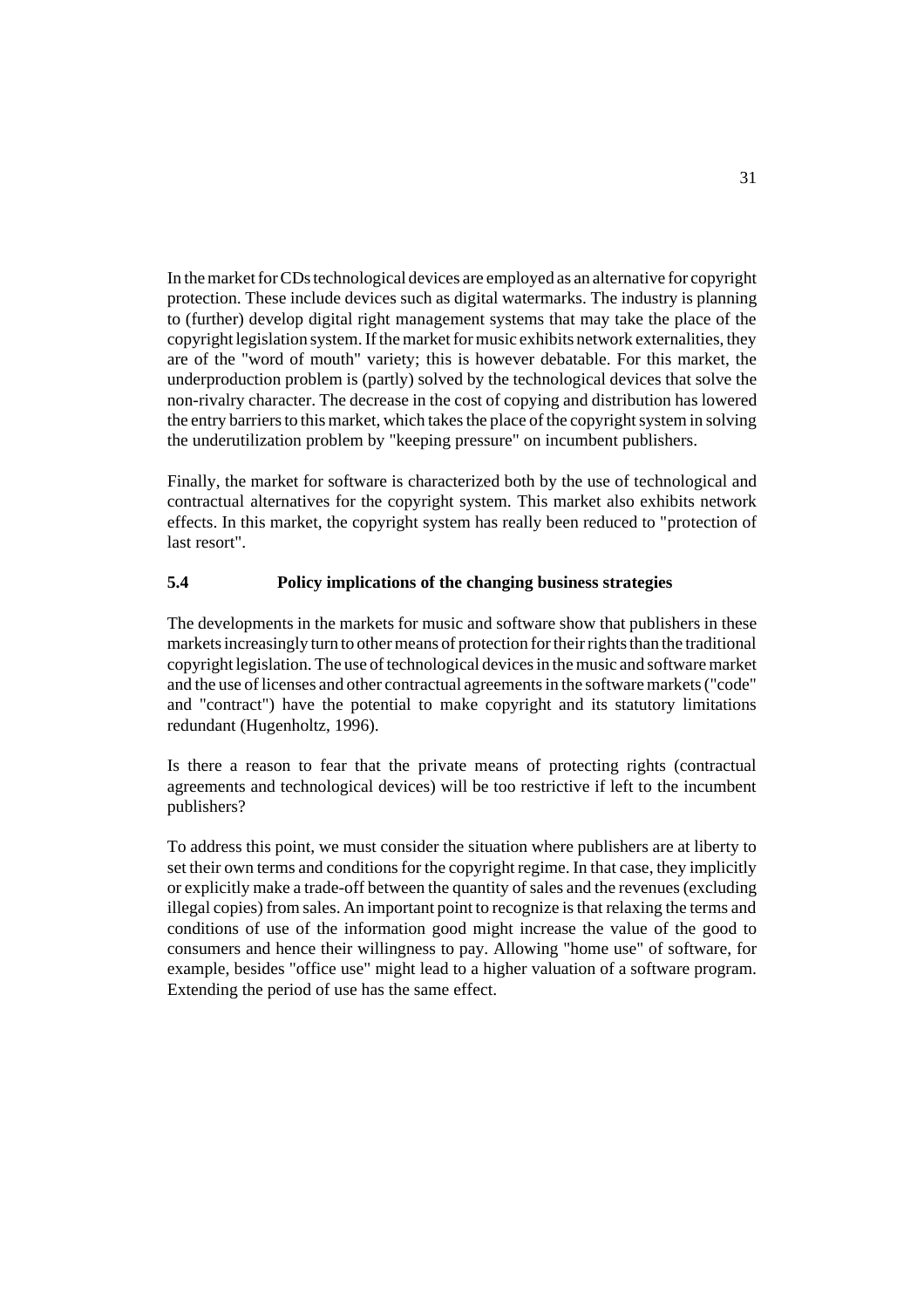In the market for CDs technological devices are employed as an alternative for copyright protection. These include devices such as digital watermarks. The industry is planning to (further) develop digital right management systems that may take the place of the copyright legislation system. If the market for music exhibits network externalities, they are of the "word of mouth" variety; this is however debatable. For this market, the underproduction problem is (partly) solved by the technological devices that solve the non-rivalry character. The decrease in the cost of copying and distribution has lowered the entry barriers to this market, which takes the place of the copyright system in solving the underutilization problem by "keeping pressure" on incumbent publishers.

Finally, the market for software is characterized both by the use of technological and contractual alternatives for the copyright system. This market also exhibits network effects. In this market, the copyright system has really been reduced to "protection of last resort".

### 5.4 Policy implications of the changing business strategies

The developments in the markets for music and software show that publishers in these markets increasingly turn to other means of protection for their rights than the traditional copyright legislation. The use of technological devices in the music and software market and the use of licenses and other contractual agreements in the software markets ("code" and "contract") have the potential to make copyright and its statutory limitations redundant (Hugenholtz, 1996).

Is there a reason to fear that the private means of protecting rights (contractual agreements and technological devices) will be too restrictive if left to the incumbent publishers?

To address this point, we must consider the situation where publishers are at liberty to set their own terms and conditions for the copyright regime. In that case, they implicitly or explicitly make a trade-off between the quantity of sales and the revenues (excluding illegal copies) from sales. An important point to recognize is that relaxing the terms and conditions of use of the information good might increase the value of the good to consumers and hence their willingness to pay. Allowing "home use" of software, for example, besides "office use" might lead to a higher valuation of a software program. Extending the period of use has the same effect.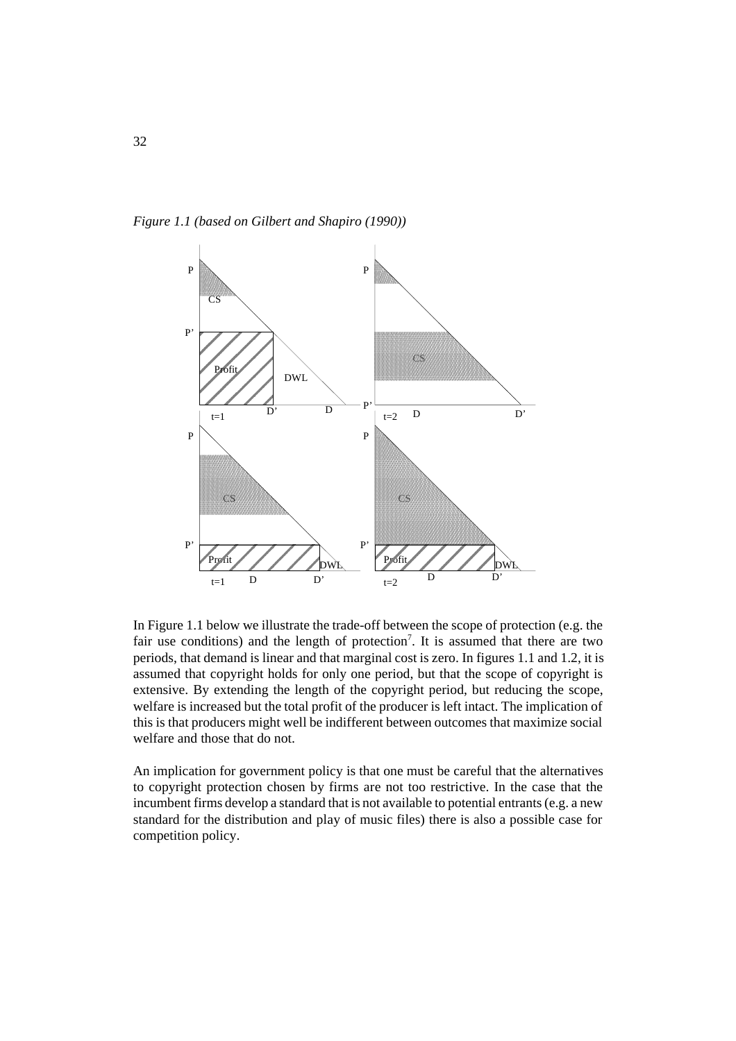*Figure 1.1 (based on Gilbert and Shapiro (1990))*

In Figure 1.1 below we illustrate the trade-off between the scope of protection (e.g. the fair use conditions) and the length of protection[7]. It is assumed that there are two periods, that demand is linear and that marginal cost is zero. In figures 1.1 and 1.2, it is assumed that copyright holds for only one period, but that the scope of copyright is extensive. By extending the length of the copyright period, but reducing the scope, welfare is increased but the total profit of the producer is left intact. The implication of this is that producers might well be indifferent between outcomes that maximize social welfare and those that do not.

An implication for government policy is that one must be careful that the alternatives to copyright protection chosen by firms are not too restrictive. In the case that the incumbent firms develop a standard that is not available to potential entrants (e.g. a new standard for the distribution and play of music files) there is also a possible case for competition policy.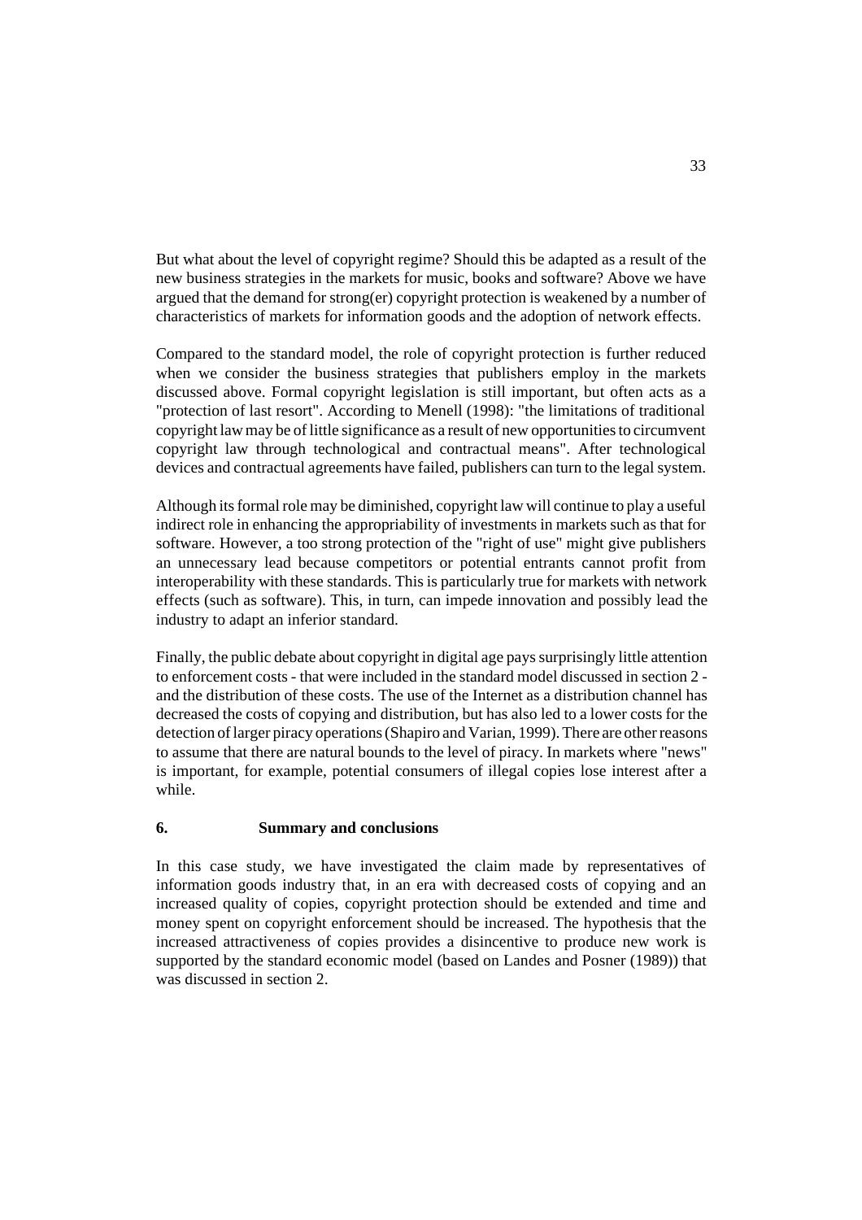But what about the level of copyright regime? Should this be adapted as a result of the new business strategies in the markets for music, books and software? Above we have argued that the demand for strong(er) copyright protection is weakened by a number of characteristics of markets for information goods and the adoption of network effects.

Compared to the standard model, the role of copyright protection is further reduced when we consider the business strategies that publishers employ in the markets discussed above. Formal copyright legislation is still important, but often acts as a "protection of last resort". According to Menell (1998): "the limitations of traditional copyright law may be of little significance as a result of new opportunities to circumvent copyright law through technological and contractual means". After technological devices and contractual agreements have failed, publishers can turn to the legal system.

Although its formal role may be diminished, copyright law will continue to play a useful indirect role in enhancing the appropriability of investments in markets such as that for software. However, a too strong protection of the "right of use" might give publishers an unnecessary lead because competitors or potential entrants cannot profit from interoperability with these standards. This is particularly true for markets with network effects (such as software). This, in turn, can impede innovation and possibly lead the industry to adapt an inferior standard.

Finally, the public debate about copyright in digital age pays surprisingly little attention to enforcement costs - that were included in the standard model discussed in section 2 - and the distribution of these costs. The use of the Internet as a distribution channel has decreased the costs of copying and distribution, but has also led to a lower costs for the detection of larger piracy operations (Shapiro and Varian, 1999). There are other reasons to assume that there are natural bounds to the level of piracy. In markets where "news" is important, for example, potential consumers of illegal copies lose interest after a while.

## 6. Summary and conclusions

In this case study, we have investigated the claim made by representatives of information goods industry that, in an era with decreased costs of copying and an increased quality of copies, copyright protection should be extended and time and money spent on copyright enforcement should be increased. The hypothesis that the increased attractiveness of copies provides a disincentive to produce new work is supported by the standard economic model (based on Landes and Posner (1989)) that was discussed in section 2.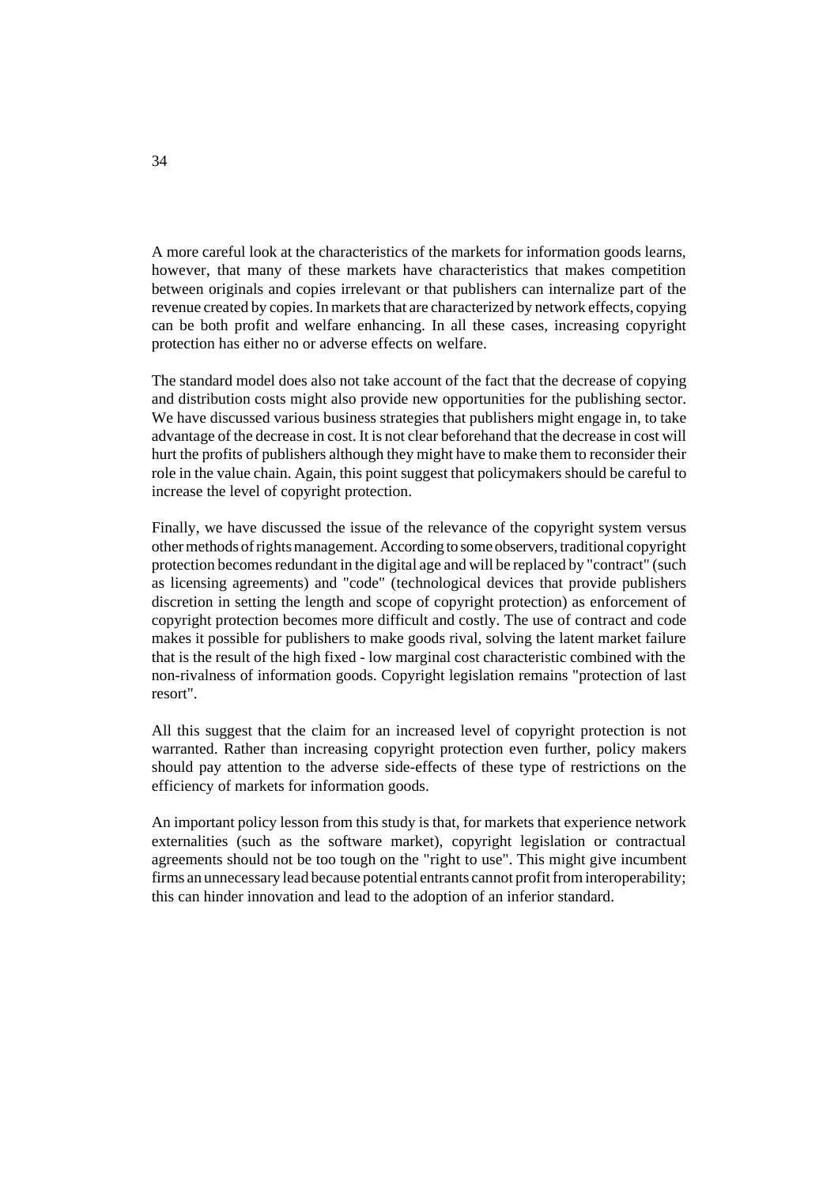A more careful look at the characteristics of the markets for information goods learns, however, that many of these markets have characteristics that makes competition between originals and copies irrelevant or that publishers can internalize part of the revenue created by copies. In markets that are characterized by network effects, copying can be both profit and welfare enhancing. In all these cases, increasing copyright protection has either no or adverse effects on welfare.

The standard model does also not take account of the fact that the decrease of copying and distribution costs might also provide new opportunities for the publishing sector. We have discussed various business strategies that publishers might engage in, to take advantage of the decrease in cost. It is not clear beforehand that the decrease in cost will hurt the profits of publishers although they might have to make them to reconsider their role in the value chain. Again, this point suggest that policymakers should be careful to increase the level of copyright protection.

Finally, we have discussed the issue of the relevance of the copyright system versus other methods of rights management. According to some observers, traditional copyright protection becomes redundant in the digital age and will be replaced by "contract" (such as licensing agreements) and "code" (technological devices that provide publishers discretion in setting the length and scope of copyright protection) as enforcement of copyright protection becomes more difficult and costly. The use of contract and code makes it possible for publishers to make goods rival, solving the latent market failure that is the result of the high fixed - low marginal cost characteristic combined with the non-rivalness of information goods. Copyright legislation remains "protection of last resort".

All this suggest that the claim for an increased level of copyright protection is not warranted. Rather than increasing copyright protection even further, policy makers should pay attention to the adverse side-effects of these type of restrictions on the efficiency of markets for information goods.

An important policy lesson from this study is that, for markets that experience network externalities (such as the software market), copyright legislation or contractual agreements should not be too tough on the "right to use". This might give incumbent firms an unnecessary lead because potential entrants cannot profit from interoperability; this can hinder innovation and lead to the adoption of an inferior standard.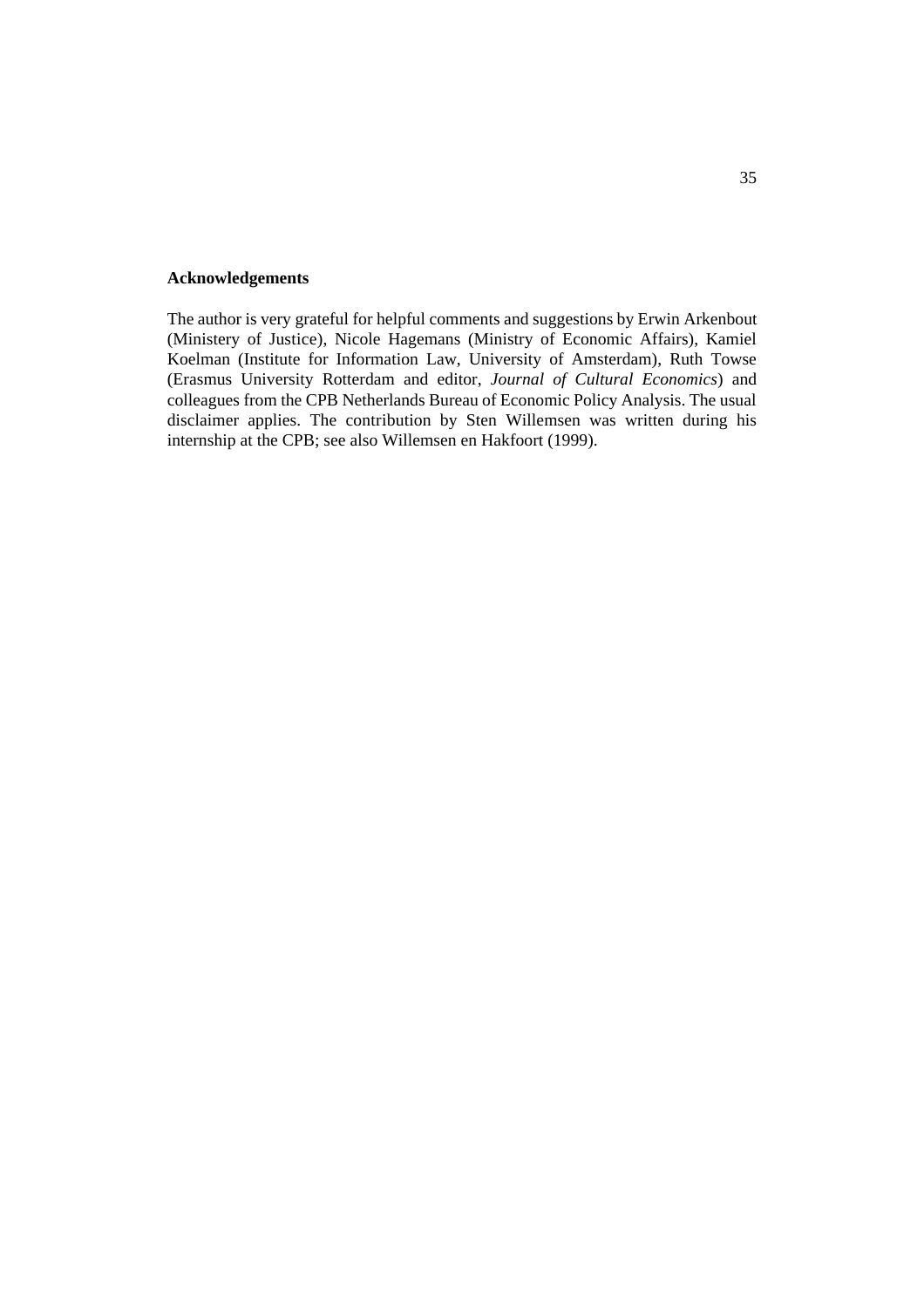## Acknowledgements

The author is very grateful for helpful comments and suggestions by Erwin Arkenbout (Ministery of Justice), Nicole Hagemans (Ministry of Economic Affairs), Kamiel Koelman (Institute for Information Law, University of Amsterdam), Ruth Towse (Erasmus University Rotterdam and editor, *Journal of Cultural Economics*) and colleagues from the CPB Netherlands Bureau of Economic Policy Analysis. The usual disclaimer applies. The contribution by Sten Willemsen was written during his internship at the CPB; see also Willemsen en Hakfoort (1999).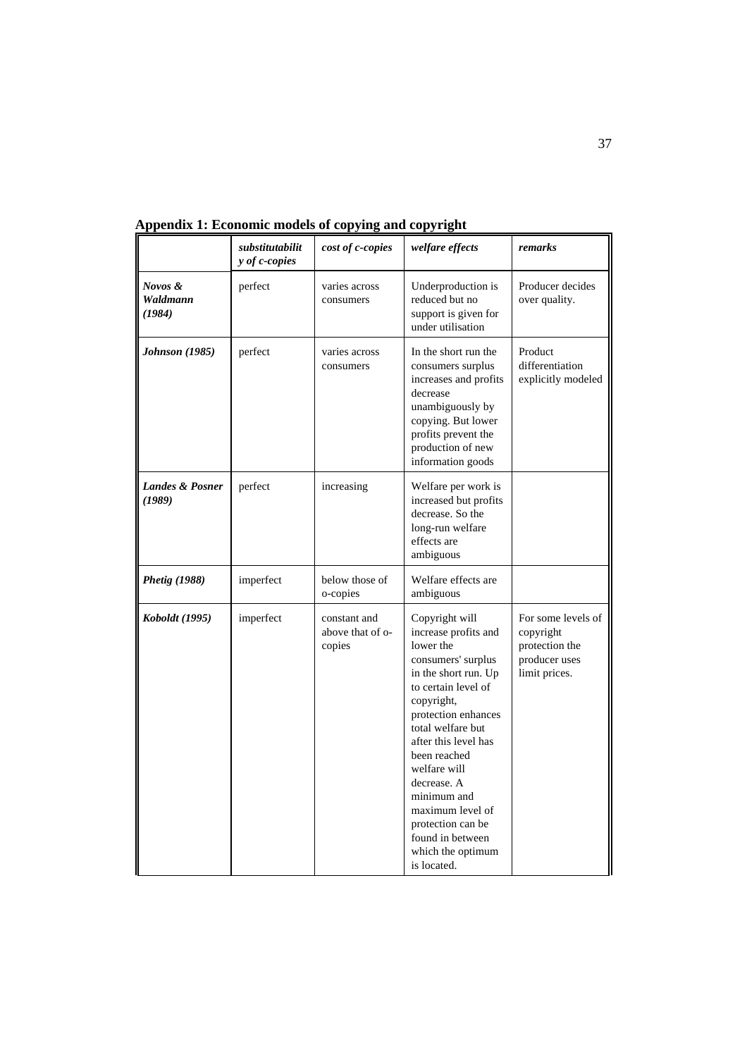**Appendix 1: Economic models of copying and copyright**

| | *substitutability of c-copies* | *cost of c-copies* | *welfare effects* | *remarks* |
|---|---|---|---|---|
| ***Novos & Waldmann (1984)*** | perfect | varies across consumers | Underproduction is reduced but no support is given for under utilisation | Producer decides over quality. |
| ***Johnson (1985)*** | perfect | varies across consumers | In the short run the consumers surplus increases and profits decrease unambiguously by copying. But lower profits prevent the production of new information goods | Product differentiation explicitly modeled |
| ***Landes & Posner (1989)*** | perfect | increasing | Welfare per work is increased but profits decrease. So the long-run welfare effects are ambiguous | |
| ***Phetig (1988)*** | imperfect | below those of o-copies | Welfare effects are ambiguous | |
| ***Koboldt (1995)*** | imperfect | constant and above that of o-copies | Copyright will increase profits and lower the consumers' surplus in the short run. Up to certain level of copyright, protection enhances total welfare but after this level has been reached welfare will decrease. A minimum and maximum level of protection can be found in between which the optimum is located. | For some levels of copyright protection the producer uses limit prices. |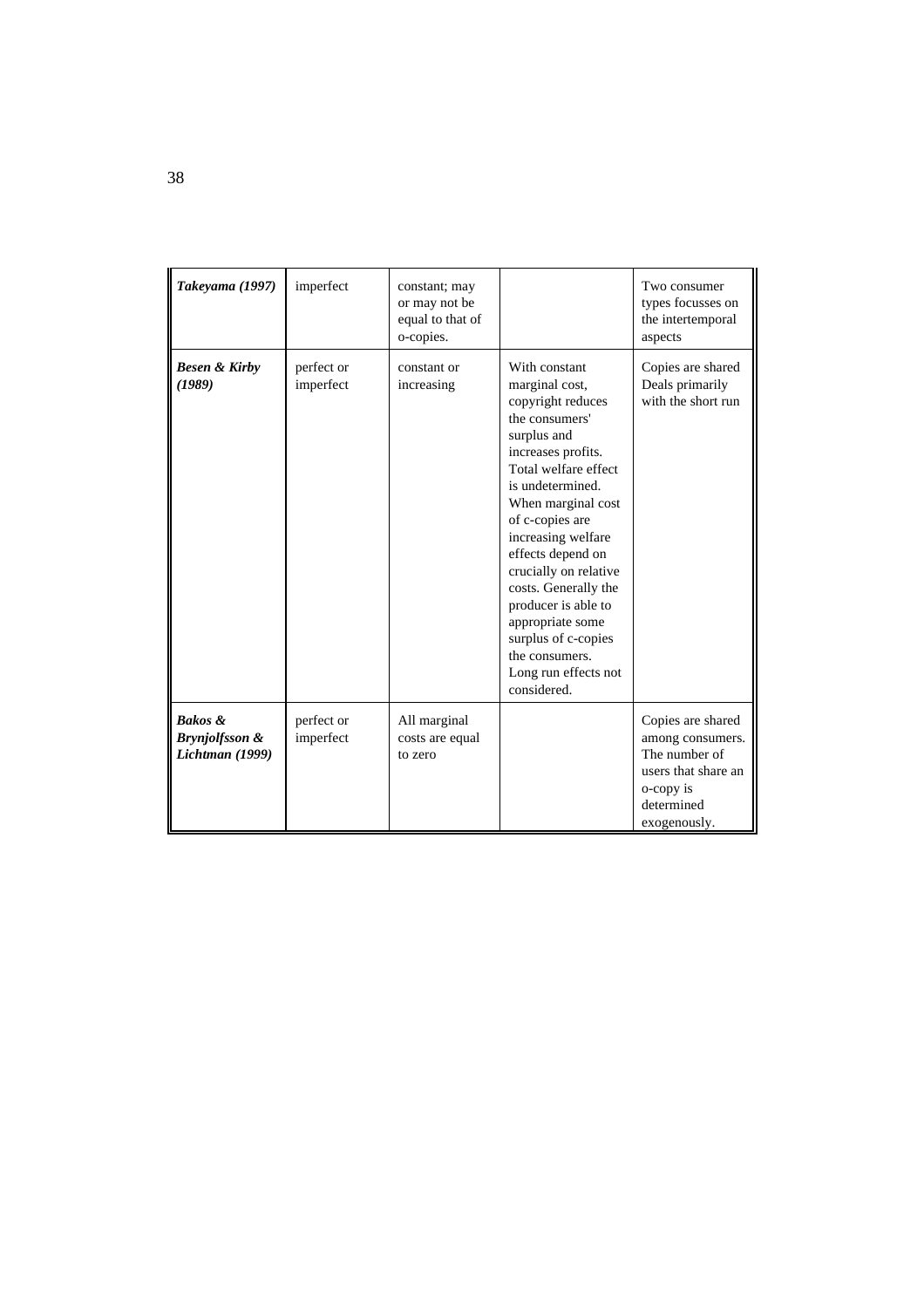| | | | | |
|---|---|---|---|---|
| ***Takeyama (1997)*** | imperfect | constant; may or may not be equal to that of o-copies. | | Two consumer types focusses on the intertemporal aspects |
| ***Besen & Kirby (1989)*** | perfect or imperfect | constant or increasing | With constant marginal cost, copyright reduces the consumers' surplus and increases profits. Total welfare effect is undetermined. When marginal cost of c-copies are increasing welfare effects depend on crucially on relative costs. Generally the producer is able to appropriate some surplus of c-copies the consumers. Long run effects not considered. | Copies are shared Deals primarily with the short run |
| ***Bakos & Brynjolfsson & Lichtman (1999)*** | perfect or imperfect | All marginal costs are equal to zero | | Copies are shared among consumers. The number of users that share an o-copy is determined exogenously. |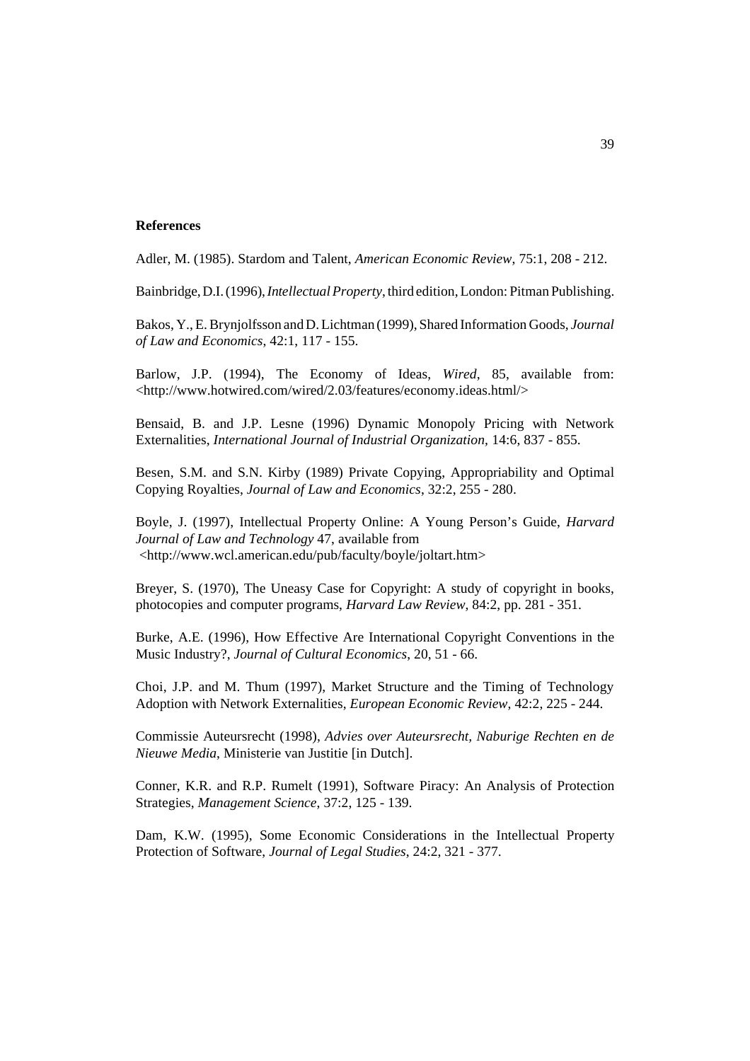**References**

Adler, M. (1985). Stardom and Talent, *American Economic Review*, 75:1, 208 - 212.

Bainbridge, D.I. (1996), *Intellectual Property*, third edition, London: Pitman Publishing.

Bakos, Y., E. Brynjolfsson and D. Lichtman (1999), Shared Information Goods, *Journal of Law and Economics*, 42:1, 117 - 155.

Barlow, J.P. (1994), The Economy of Ideas, *Wired*, 85, available from: <http://www.hotwired.com/wired/2.03/features/economy.ideas.html/>

Bensaid, B. and J.P. Lesne (1996) Dynamic Monopoly Pricing with Network Externalities, *International Journal of Industrial Organization*, 14:6, 837 - 855.

Besen, S.M. and S.N. Kirby (1989) Private Copying, Appropriability and Optimal Copying Royalties, *Journal of Law and Economics*, 32:2, 255 - 280.

Boyle, J. (1997), Intellectual Property Online: A Young Person's Guide, *Harvard Journal of Law and Technology* 47, available from <http://www.wcl.american.edu/pub/faculty/boyle/joltart.htm>

Breyer, S. (1970), The Uneasy Case for Copyright: A study of copyright in books, photocopies and computer programs, *Harvard Law Review*, 84:2, pp. 281 - 351.

Burke, A.E. (1996), How Effective Are International Copyright Conventions in the Music Industry?, *Journal of Cultural Economics*, 20, 51 - 66.

Choi, J.P. and M. Thum (1997), Market Structure and the Timing of Technology Adoption with Network Externalities, *European Economic Review*, 42:2, 225 - 244.

Commissie Auteursrecht (1998), *Advies over Auteursrecht, Naburige Rechten en de Nieuwe Media*, Ministerie van Justitie [in Dutch].

Conner, K.R. and R.P. Rumelt (1991), Software Piracy: An Analysis of Protection Strategies, *Management Science*, 37:2, 125 - 139.

Dam, K.W. (1995), Some Economic Considerations in the Intellectual Property Protection of Software, *Journal of Legal Studies*, 24:2, 321 - 377.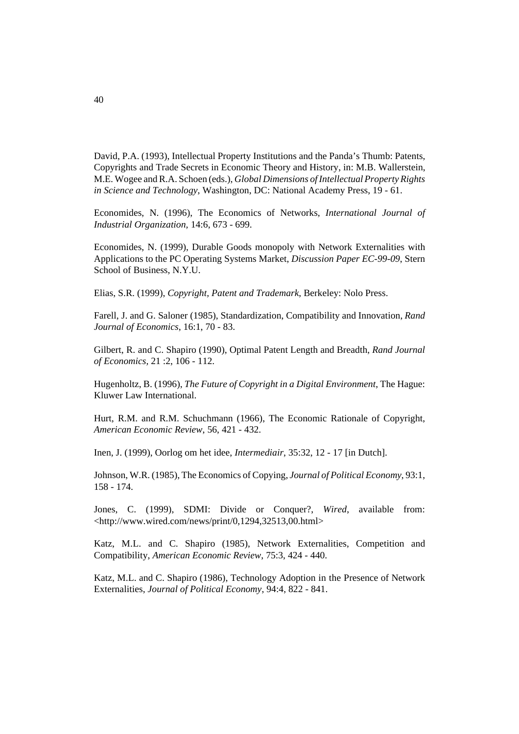David, P.A. (1993), Intellectual Property Institutions and the Panda's Thumb: Patents, Copyrights and Trade Secrets in Economic Theory and History, in: M.B. Wallerstein, M.E. Wogee and R.A. Schoen (eds.), *Global Dimensions of Intellectual Property Rights in Science and Technology*, Washington, DC: National Academy Press, 19 - 61.

Economides, N. (1996), The Economics of Networks, *International Journal of Industrial Organization*, 14:6, 673 - 699.

Economides, N. (1999), Durable Goods monopoly with Network Externalities with Applications to the PC Operating Systems Market, *Discussion Paper EC-99-09*, Stern School of Business, N.Y.U.

Elias, S.R. (1999), *Copyright, Patent and Trademark*, Berkeley: Nolo Press.

Farell, J. and G. Saloner (1985), Standardization, Compatibility and Innovation, *Rand Journal of Economics*, 16:1, 70 - 83.

Gilbert, R. and C. Shapiro (1990), Optimal Patent Length and Breadth, *Rand Journal of Economics*, 21 :2, 106 - 112.

Hugenholtz, B. (1996), *The Future of Copyright in a Digital Environment*, The Hague: Kluwer Law International.

Hurt, R.M. and R.M. Schuchmann (1966), The Economic Rationale of Copyright, *American Economic Review*, 56, 421 - 432.

Inen, J. (1999), Oorlog om het idee, *Intermediair*, 35:32, 12 - 17 [in Dutch].

Johnson, W.R. (1985), The Economics of Copying, *Journal of Political Economy*, 93:1, 158 - 174.

Jones, C. (1999), SDMI: Divide or Conquer?, *Wired*, available from: <http://www.wired.com/news/print/0,1294,32513,00.html>

Katz, M.L. and C. Shapiro (1985), Network Externalities, Competition and Compatibility, *American Economic Review*, 75:3, 424 - 440.

Katz, M.L. and C. Shapiro (1986), Technology Adoption in the Presence of Network Externalities, *Journal of Political Economy*, 94:4, 822 - 841.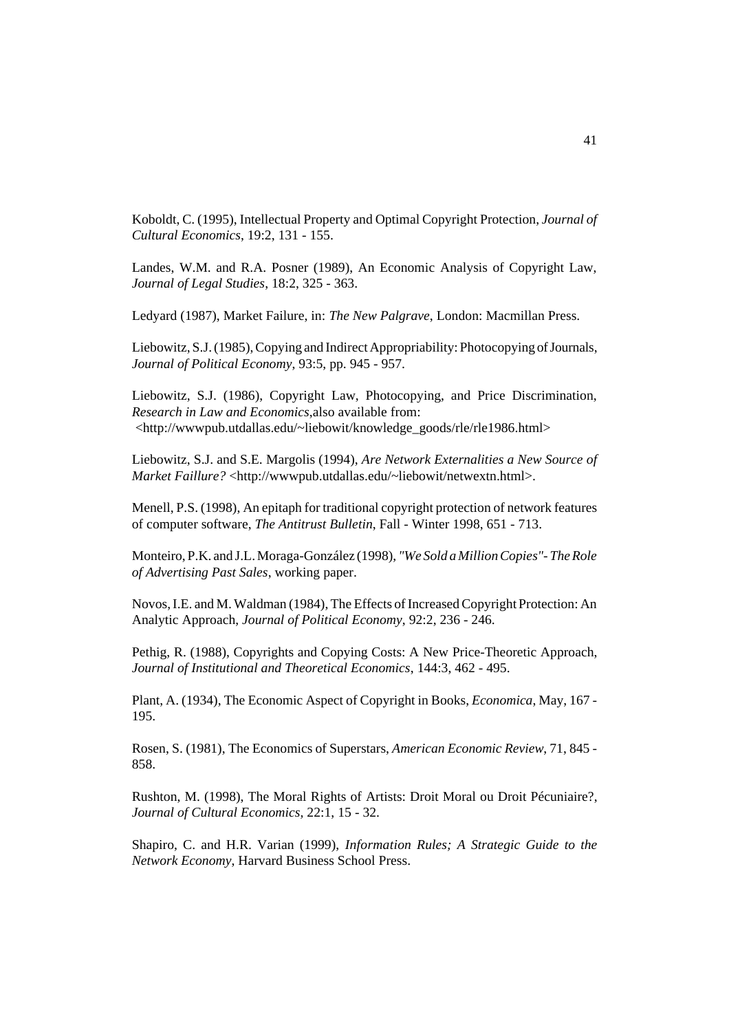Koboldt, C. (1995), Intellectual Property and Optimal Copyright Protection, *Journal of Cultural Economics*, 19:2, 131 - 155.

Landes, W.M. and R.A. Posner (1989), An Economic Analysis of Copyright Law, *Journal of Legal Studies*, 18:2, 325 - 363.

Ledyard (1987), Market Failure, in: *The New Palgrave*, London: Macmillan Press.

Liebowitz, S.J. (1985), Copying and Indirect Appropriability: Photocopying of Journals, *Journal of Political Economy*, 93:5, pp. 945 - 957.

Liebowitz, S.J. (1986), Copyright Law, Photocopying, and Price Discrimination, *Research in Law and Economics*,also available from: <http://wwwpub.utdallas.edu/~liebowit/knowledge_goods/rle/rle1986.html>

Liebowitz, S.J. and S.E. Margolis (1994), *Are Network Externalities a New Source of Market Faillure?* <http://wwwpub.utdallas.edu/~liebowit/netwextn.html>.

Menell, P.S. (1998), An epitaph for traditional copyright protection of network features of computer software, *The Antitrust Bulletin*, Fall - Winter 1998, 651 - 713.

Monteiro, P.K. and J.L. Moraga-González (1998), *"We Sold a Million Copies"- The Role of Advertising Past Sales*, working paper.

Novos, I.E. and M. Waldman (1984), The Effects of Increased Copyright Protection: An Analytic Approach, *Journal of Political Economy*, 92:2, 236 - 246.

Pethig, R. (1988), Copyrights and Copying Costs: A New Price-Theoretic Approach, *Journal of Institutional and Theoretical Economics*, 144:3, 462 - 495.

Plant, A. (1934), The Economic Aspect of Copyright in Books, *Economica*, May, 167 - 195.

Rosen, S. (1981), The Economics of Superstars, *American Economic Review*, 71, 845 - 858.

Rushton, M. (1998), The Moral Rights of Artists: Droit Moral ou Droit Pécuniaire?, *Journal of Cultural Economics*, 22:1, 15 - 32.

Shapiro, C. and H.R. Varian (1999), *Information Rules; A Strategic Guide to the Network Economy*, Harvard Business School Press.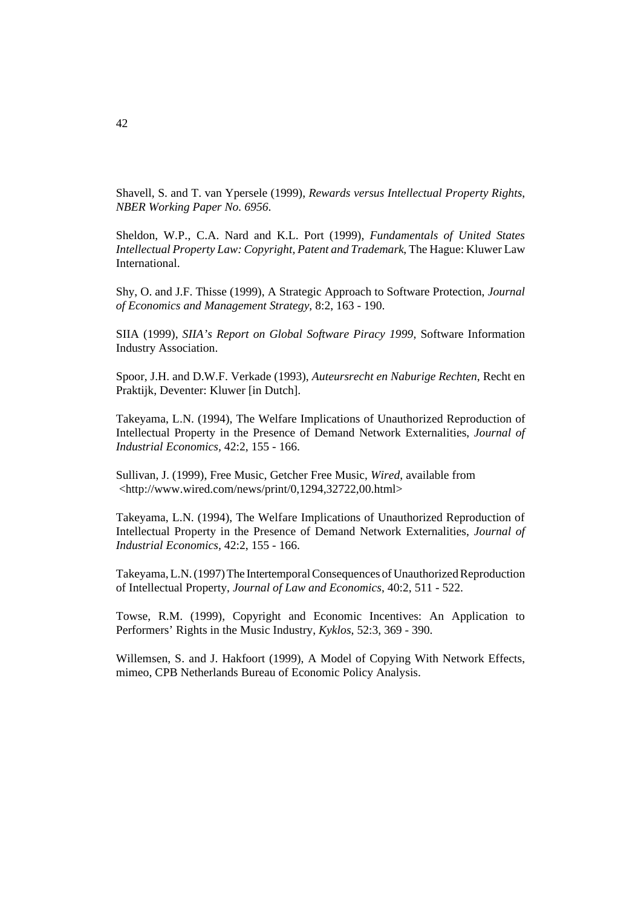Shavell, S. and T. van Ypersele (1999), *Rewards versus Intellectual Property Rights*, *NBER Working Paper No. 6956*.

Sheldon, W.P., C.A. Nard and K.L. Port (1999), *Fundamentals of United States Intellectual Property Law: Copyright, Patent and Trademark*, The Hague: Kluwer Law International.

Shy, O. and J.F. Thisse (1999), A Strategic Approach to Software Protection, *Journal of Economics and Management Strategy*, 8:2, 163 - 190.

SIIA (1999), *SIIA's Report on Global Software Piracy 1999*, Software Information Industry Association.

Spoor, J.H. and D.W.F. Verkade (1993), *Auteursrecht en Naburige Rechten*, Recht en Praktijk, Deventer: Kluwer [in Dutch].

Takeyama, L.N. (1994), The Welfare Implications of Unauthorized Reproduction of Intellectual Property in the Presence of Demand Network Externalities, *Journal of Industrial Economics*, 42:2, 155 - 166.

Sullivan, J. (1999), Free Music, Getcher Free Music, *Wired*, available from <http://www.wired.com/news/print/0,1294,32722,00.html>

Takeyama, L.N. (1994), The Welfare Implications of Unauthorized Reproduction of Intellectual Property in the Presence of Demand Network Externalities, *Journal of Industrial Economics*, 42:2, 155 - 166.

Takeyama, L.N. (1997) The Intertemporal Consequences of Unauthorized Reproduction of Intellectual Property, *Journal of Law and Economics*, 40:2, 511 - 522.

Towse, R.M. (1999), Copyright and Economic Incentives: An Application to Performers' Rights in the Music Industry, *Kyklos*, 52:3, 369 - 390.

Willemsen, S. and J. Hakfoort (1999), A Model of Copying With Network Effects, mimeo, CPB Netherlands Bureau of Economic Policy Analysis.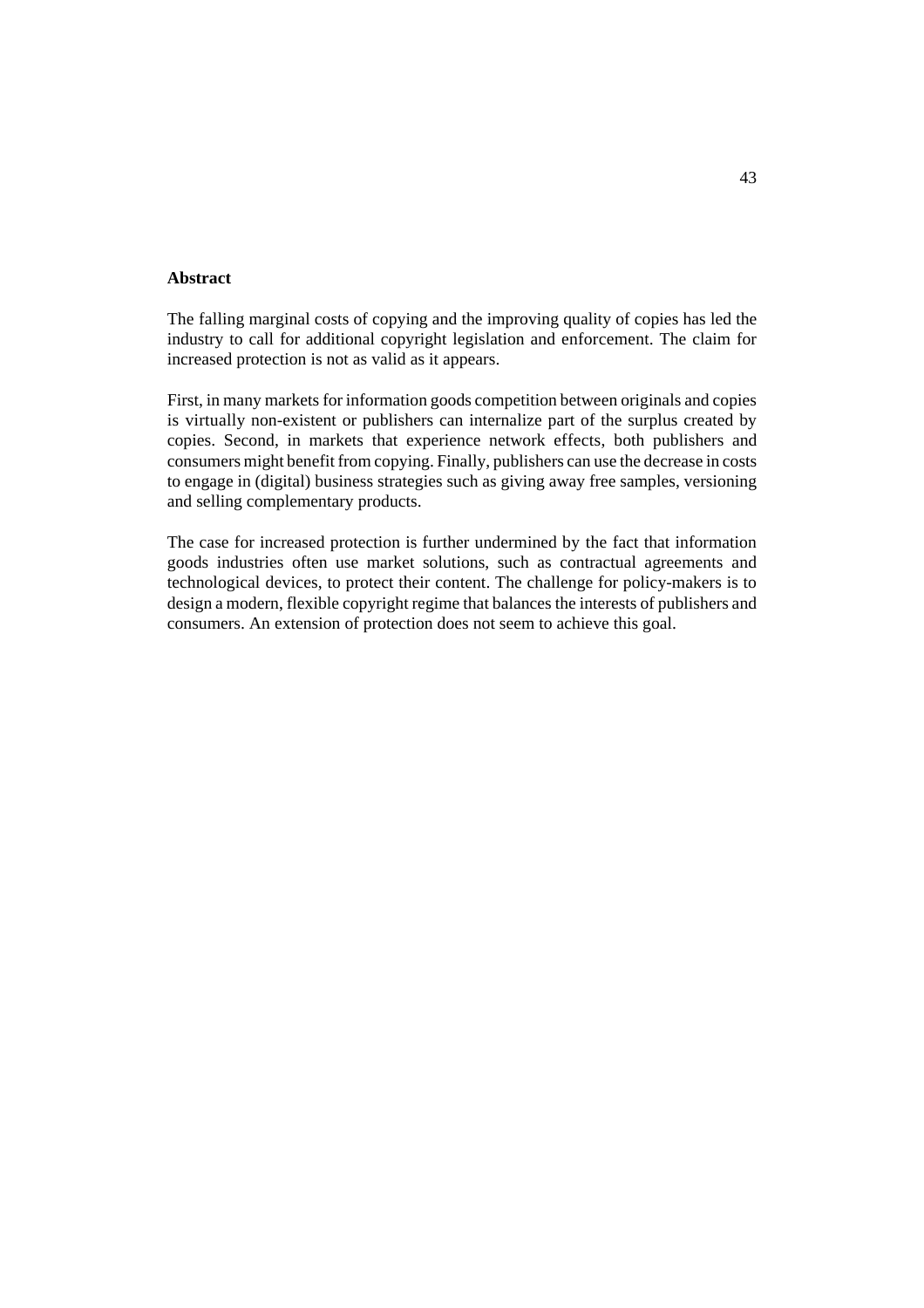**Abstract**

The falling marginal costs of copying and the improving quality of copies has led the industry to call for additional copyright legislation and enforcement. The claim for increased protection is not as valid as it appears.

First, in many markets for information goods competition between originals and copies is virtually non-existent or publishers can internalize part of the surplus created by copies. Second, in markets that experience network effects, both publishers and consumers might benefit from copying. Finally, publishers can use the decrease in costs to engage in (digital) business strategies such as giving away free samples, versioning and selling complementary products.

The case for increased protection is further undermined by the fact that information goods industries often use market solutions, such as contractual agreements and technological devices, to protect their content. The challenge for policy-makers is to design a modern, flexible copyright regime that balances the interests of publishers and consumers. An extension of protection does not seem to achieve this goal.